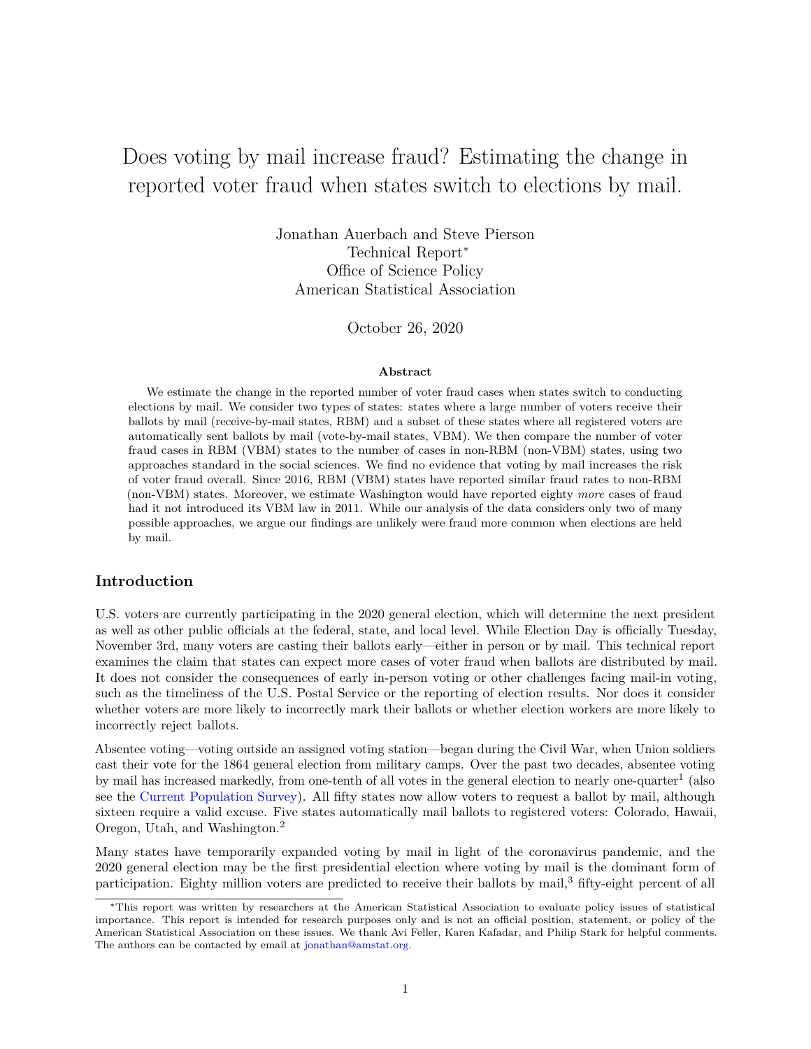# Does voting by mail increase fraud? Estimating the change in reported voter fraud when states switch to elections by mail.

Jonathan Auerbach and Steve Pierson
Technical Report*
Office of Science Policy
American Statistical Association

October 26, 2020

### Abstract

We estimate the change in the reported number of voter fraud cases when states switch to conducting elections by mail. We consider two types of states: states where a large number of voters receive their ballots by mail (receive-by-mail states, RBM) and a subset of these states where all registered voters are automatically sent ballots by mail (vote-by-mail states, VBM). We then compare the number of voter fraud cases in RBM (VBM) states to the number of cases in non-RBM (non-VBM) states, using two approaches standard in the social sciences. We find no evidence that voting by mail increases the risk of voter fraud overall. Since 2016, RBM (VBM) states have reported similar fraud rates to non-RBM (non-VBM) states. Moreover, we estimate Washington would have reported eighty *more* cases of fraud had it not introduced its VBM law in 2011. While our analysis of the data considers only two of many possible approaches, we argue our findings are unlikely were fraud more common when elections are held by mail.

## Introduction

U.S. voters are currently participating in the 2020 general election, which will determine the next president as well as other public officials at the federal, state, and local level. While Election Day is officially Tuesday, November 3rd, many voters are casting their ballots early—either in person or by mail. This technical report examines the claim that states can expect more cases of voter fraud when ballots are distributed by mail. It does not consider the consequences of early in-person voting or other challenges facing mail-in voting, such as the timeliness of the U.S. Postal Service or the reporting of election results. Nor does it consider whether voters are more likely to incorrectly mark their ballots or whether election workers are more likely to incorrectly reject ballots.

Absentee voting—voting outside an assigned voting station—began during the Civil War, when Union soldiers cast their vote for the 1864 general election from military camps. Over the past two decades, absentee voting by mail has increased markedly, from one-tenth of all votes in the general election to nearly one-quarter[1] (also see the Current Population Survey). All fifty states now allow voters to request a ballot by mail, although sixteen require a valid excuse. Five states automatically mail ballots to registered voters: Colorado, Hawaii, Oregon, Utah, and Washington.[2]

Many states have temporarily expanded voting by mail in light of the coronavirus pandemic, and the 2020 general election may be the first presidential election where voting by mail is the dominant form of participation. Eighty million voters are predicted to receive their ballots by mail,[3] fifty-eight percent of all

*This report was written by researchers at the American Statistical Association to evaluate policy issues of statistical importance. This report is intended for research purposes only and is not an official position, statement, or policy of the American Statistical Association on these issues. We thank Avi Feller, Karen Kafadar, and Philip Stark for helpful comments. The authors can be contacted by email at jonathan@amstat.org.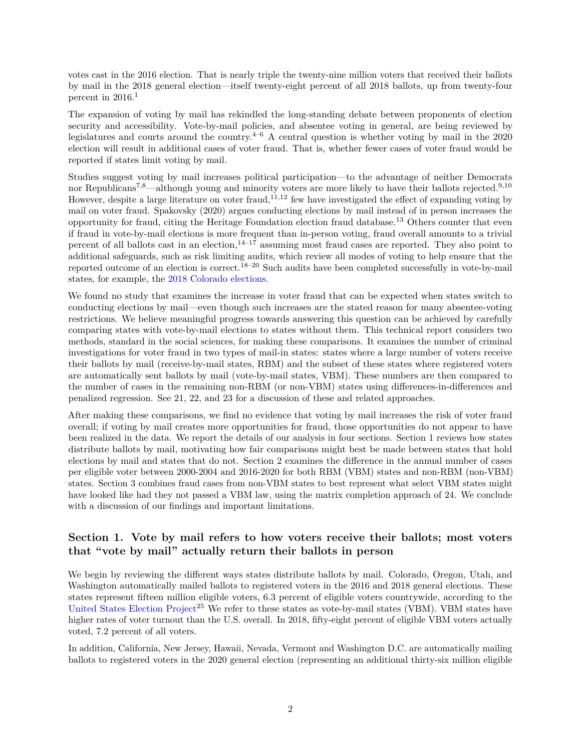votes cast in the 2016 election. That is nearly triple the twenty-nine million voters that received their ballots by mail in the 2018 general election—itself twenty-eight percent of all 2018 ballots, up from twenty-four percent in 2016.[1]

The expansion of voting by mail has rekindled the long-standing debate between proponents of election security and accessibility. Vote-by-mail policies, and absentee voting in general, are being reviewed by legislatures and courts around the country.[4–6] A central question is whether voting by mail in the 2020 election will result in additional cases of voter fraud. That is, whether fewer cases of voter fraud would be reported if states limit voting by mail.

Studies suggest voting by mail increases political participation—to the advantage of neither Democrats nor Republicans[7,8]—although young and minority voters are more likely to have their ballots rejected.[9,10] However, despite a large literature on voter fraud,[11,12] few have investigated the effect of expanding voting by mail on voter fraud. Spakovsky (2020) argues conducting elections by mail instead of in person increases the opportunity for fraud, citing the Heritage Foundation election fraud database.[13] Others counter that even if fraud in vote-by-mail elections is more frequent than in-person voting, fraud overall amounts to a trivial percent of all ballots cast in an election,[14–17] assuming most fraud cases are reported. They also point to additional safeguards, such as risk limiting audits, which review all modes of voting to help ensure that the reported outcome of an election is correct.[18–20] Such audits have been completed successfully in vote-by-mail states, for example, the 2018 Colorado elections.

We found no study that examines the increase in voter fraud that can be expected when states switch to conducting elections by mail—even though such increases are the stated reason for many absentee-voting restrictions. We believe meaningful progress towards answering this question can be achieved by carefully comparing states with vote-by-mail elections to states without them. This technical report considers two methods, standard in the social sciences, for making these comparisons. It examines the number of criminal investigations for voter fraud in two types of mail-in states: states where a large number of voters receive their ballots by mail (receive-by-mail states, RBM) and the subset of these states where registered voters are automatically sent ballots by mail (vote-by-mail states, VBM). These numbers are then compared to the number of cases in the remaining non-RBM (or non-VBM) states using differences-in-differences and penalized regression. See 21, 22, and 23 for a discussion of these and related approaches.

After making these comparisons, we find no evidence that voting by mail increases the risk of voter fraud overall; if voting by mail creates more opportunities for fraud, those opportunities do not appear to have been realized in the data. We report the details of our analysis in four sections. Section 1 reviews how states distribute ballots by mail, motivating how fair comparisons might best be made between states that hold elections by mail and states that do not. Section 2 examines the difference in the annual number of cases per eligible voter between 2000-2004 and 2016-2020 for both RBM (VBM) states and non-RBM (non-VBM) states. Section 3 combines fraud cases from non-VBM states to best represent what select VBM states might have looked like had they not passed a VBM law, using the matrix completion approach of 24. We conclude with a discussion of our findings and important limitations.

## Section 1. Vote by mail refers to how voters receive their ballots; most voters that "vote by mail" actually return their ballots in person

We begin by reviewing the different ways states distribute ballots by mail. Colorado, Oregon, Utah, and Washington automatically mailed ballots to registered voters in the 2016 and 2018 general elections. These states represent fifteen million eligible voters, 6.3 percent of eligible voters countrywide, according to the United States Election Project[25] We refer to these states as vote-by-mail states (VBM). VBM states have higher rates of voter turnout than the U.S. overall. In 2018, fifty-eight percent of eligible VBM voters actually voted, 7.2 percent of all voters.

In addition, California, New Jersey, Hawaii, Nevada, Vermont and Washington D.C. are automatically mailing ballots to registered voters in the 2020 general election (representing an additional thirty-six million eligible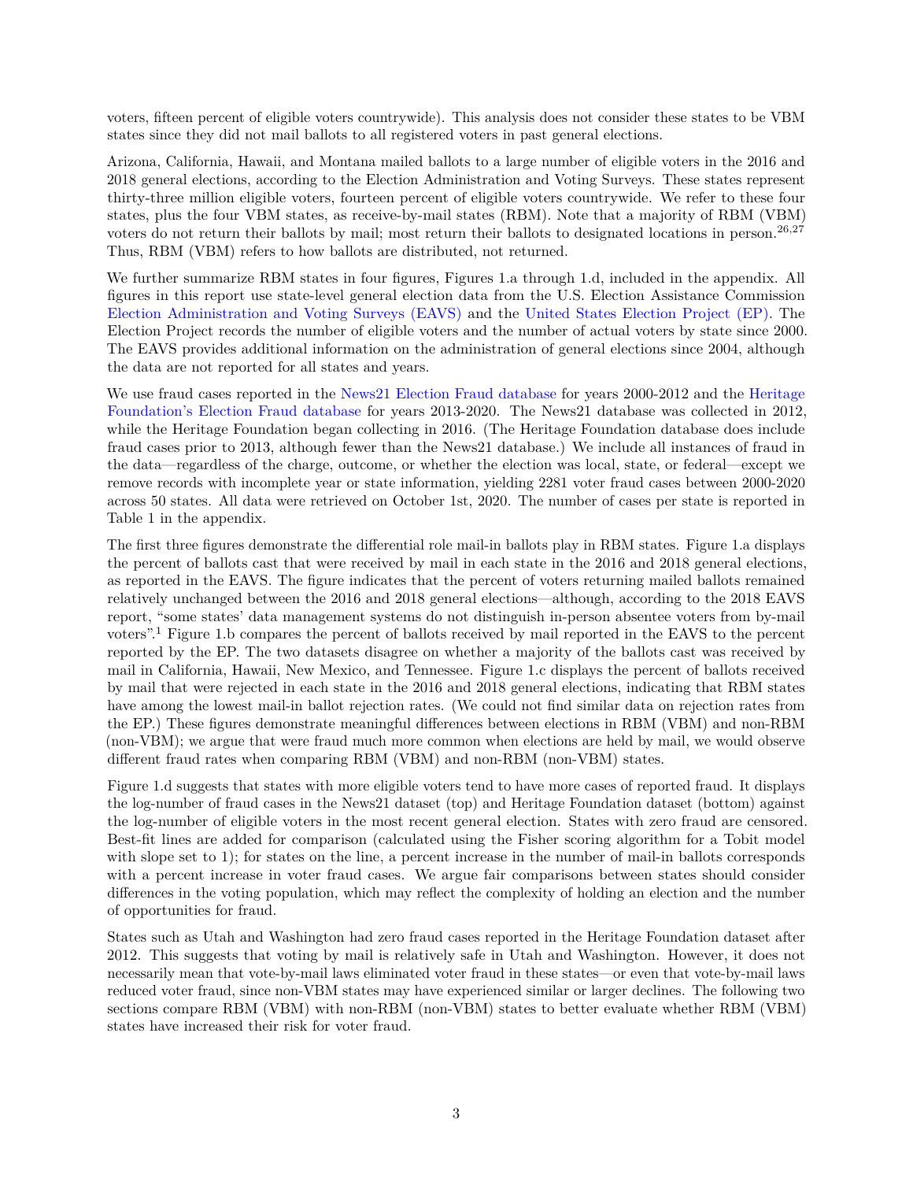voters, fifteen percent of eligible voters countrywide). This analysis does not consider these states to be VBM states since they did not mail ballots to all registered voters in past general elections.

Arizona, California, Hawaii, and Montana mailed ballots to a large number of eligible voters in the 2016 and 2018 general elections, according to the Election Administration and Voting Surveys. These states represent thirty-three million eligible voters, fourteen percent of eligible voters countrywide. We refer to these four states, plus the four VBM states, as receive-by-mail states (RBM). Note that a majority of RBM (VBM) voters do not return their ballots by mail; most return their ballots to designated locations in person.[26,27] Thus, RBM (VBM) refers to how ballots are distributed, not returned.

We further summarize RBM states in four figures, Figures 1.a through 1.d, included in the appendix. All figures in this report use state-level general election data from the U.S. Election Assistance Commission Election Administration and Voting Surveys (EAVS) and the United States Election Project (EP). The Election Project records the number of eligible voters and the number of actual voters by state since 2000. The EAVS provides additional information on the administration of general elections since 2004, although the data are not reported for all states and years.

We use fraud cases reported in the News21 Election Fraud database for years 2000-2012 and the Heritage Foundation's Election Fraud database for years 2013-2020. The News21 database was collected in 2012, while the Heritage Foundation began collecting in 2016. (The Heritage Foundation database does include fraud cases prior to 2013, although fewer than the News21 database.) We include all instances of fraud in the data—regardless of the charge, outcome, or whether the election was local, state, or federal—except we remove records with incomplete year or state information, yielding 2281 voter fraud cases between 2000-2020 across 50 states. All data were retrieved on October 1st, 2020. The number of cases per state is reported in Table 1 in the appendix.

The first three figures demonstrate the differential role mail-in ballots play in RBM states. Figure 1.a displays the percent of ballots cast that were received by mail in each state in the 2016 and 2018 general elections, as reported in the EAVS. The figure indicates that the percent of voters returning mailed ballots remained relatively unchanged between the 2016 and 2018 general elections—although, according to the 2018 EAVS report, "some states' data management systems do not distinguish in-person absentee voters from by-mail voters".[1] Figure 1.b compares the percent of ballots received by mail reported in the EAVS to the percent reported by the EP. The two datasets disagree on whether a majority of the ballots cast was received by mail in California, Hawaii, New Mexico, and Tennessee. Figure 1.c displays the percent of ballots received by mail that were rejected in each state in the 2016 and 2018 general elections, indicating that RBM states have among the lowest mail-in ballot rejection rates. (We could not find similar data on rejection rates from the EP.) These figures demonstrate meaningful differences between elections in RBM (VBM) and non-RBM (non-VBM); we argue that were fraud much more common when elections are held by mail, we would observe different fraud rates when comparing RBM (VBM) and non-RBM (non-VBM) states.

Figure 1.d suggests that states with more eligible voters tend to have more cases of reported fraud. It displays the log-number of fraud cases in the News21 dataset (top) and Heritage Foundation dataset (bottom) against the log-number of eligible voters in the most recent general election. States with zero fraud are censored. Best-fit lines are added for comparison (calculated using the Fisher scoring algorithm for a Tobit model with slope set to 1); for states on the line, a percent increase in the number of mail-in ballots corresponds with a percent increase in voter fraud cases. We argue fair comparisons between states should consider differences in the voting population, which may reflect the complexity of holding an election and the number of opportunities for fraud.

States such as Utah and Washington had zero fraud cases reported in the Heritage Foundation dataset after 2012. This suggests that voting by mail is relatively safe in Utah and Washington. However, it does not necessarily mean that vote-by-mail laws eliminated voter fraud in these states—or even that vote-by-mail laws reduced voter fraud, since non-VBM states may have experienced similar or larger declines. The following two sections compare RBM (VBM) with non-RBM (non-VBM) states to better evaluate whether RBM (VBM) states have increased their risk for voter fraud.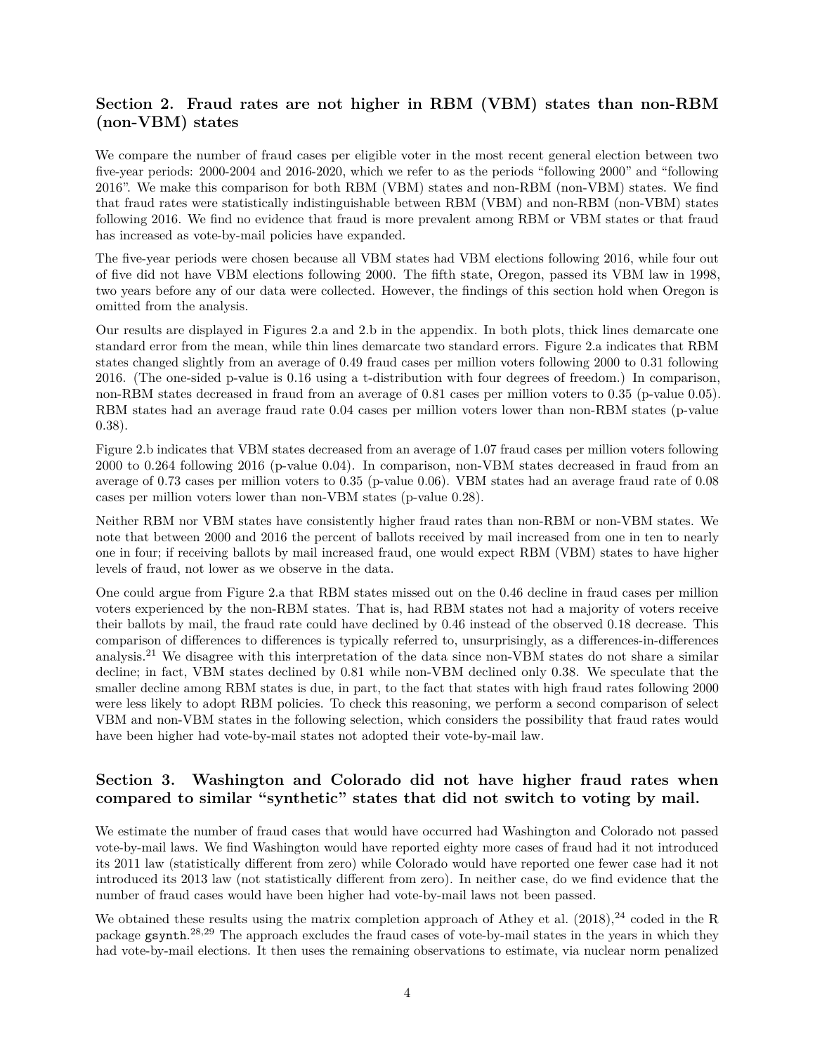## Section 2. Fraud rates are not higher in RBM (VBM) states than non-RBM (non-VBM) states

We compare the number of fraud cases per eligible voter in the most recent general election between two five-year periods: 2000-2004 and 2016-2020, which we refer to as the periods "following 2000" and "following 2016". We make this comparison for both RBM (VBM) states and non-RBM (non-VBM) states. We find that fraud rates were statistically indistinguishable between RBM (VBM) and non-RBM (non-VBM) states following 2016. We find no evidence that fraud is more prevalent among RBM or VBM states or that fraud has increased as vote-by-mail policies have expanded.

The five-year periods were chosen because all VBM states had VBM elections following 2016, while four out of five did not have VBM elections following 2000. The fifth state, Oregon, passed its VBM law in 1998, two years before any of our data were collected. However, the findings of this section hold when Oregon is omitted from the analysis.

Our results are displayed in Figures 2.a and 2.b in the appendix. In both plots, thick lines demarcate one standard error from the mean, while thin lines demarcate two standard errors. Figure 2.a indicates that RBM states changed slightly from an average of 0.49 fraud cases per million voters following 2000 to 0.31 following 2016. (The one-sided p-value is 0.16 using a t-distribution with four degrees of freedom.) In comparison, non-RBM states decreased in fraud from an average of 0.81 cases per million voters to 0.35 (p-value 0.05). RBM states had an average fraud rate 0.04 cases per million voters lower than non-RBM states (p-value 0.38).

Figure 2.b indicates that VBM states decreased from an average of 1.07 fraud cases per million voters following 2000 to 0.264 following 2016 (p-value 0.04). In comparison, non-VBM states decreased in fraud from an average of 0.73 cases per million voters to 0.35 (p-value 0.06). VBM states had an average fraud rate of 0.08 cases per million voters lower than non-VBM states (p-value 0.28).

Neither RBM nor VBM states have consistently higher fraud rates than non-RBM or non-VBM states. We note that between 2000 and 2016 the percent of ballots received by mail increased from one in ten to nearly one in four; if receiving ballots by mail increased fraud, one would expect RBM (VBM) states to have higher levels of fraud, not lower as we observe in the data.

One could argue from Figure 2.a that RBM states missed out on the 0.46 decline in fraud cases per million voters experienced by the non-RBM states. That is, had RBM states not had a majority of voters receive their ballots by mail, the fraud rate could have declined by 0.46 instead of the observed 0.18 decrease. This comparison of differences to differences is typically referred to, unsurprisingly, as a differences-in-differences analysis.[21] We disagree with this interpretation of the data since non-VBM states do not share a similar decline; in fact, VBM states declined by 0.81 while non-VBM declined only 0.38. We speculate that the smaller decline among RBM states is due, in part, to the fact that states with high fraud rates following 2000 were less likely to adopt RBM policies. To check this reasoning, we perform a second comparison of select VBM and non-VBM states in the following selection, which considers the possibility that fraud rates would have been higher had vote-by-mail states not adopted their vote-by-mail law.

## Section 3. Washington and Colorado did not have higher fraud rates when compared to similar "synthetic" states that did not switch to voting by mail.

We estimate the number of fraud cases that would have occurred had Washington and Colorado not passed vote-by-mail laws. We find Washington would have reported eighty more cases of fraud had it not introduced its 2011 law (statistically different from zero) while Colorado would have reported one fewer case had it not introduced its 2013 law (not statistically different from zero). In neither case, do we find evidence that the number of fraud cases would have been higher had vote-by-mail laws not been passed.

We obtained these results using the matrix completion approach of Athey et al. (2018),[24] coded in the R package `gsynth`.[28,29] The approach excludes the fraud cases of vote-by-mail states in the years in which they had vote-by-mail elections. It then uses the remaining observations to estimate, via nuclear norm penalized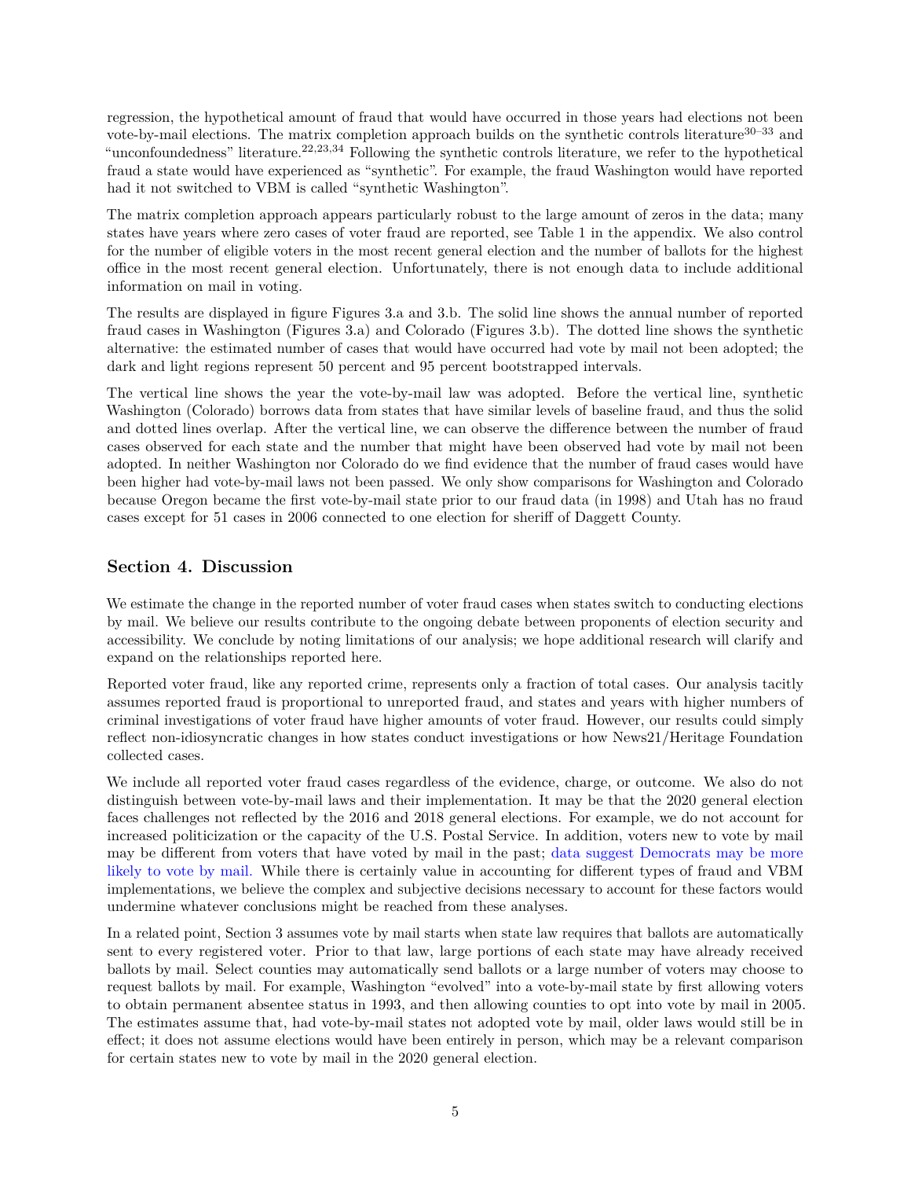regression, the hypothetical amount of fraud that would have occurred in those years had elections not been vote-by-mail elections. The matrix completion approach builds on the synthetic controls literature[30–33] and "unconfoundedness" literature.[22,23,34] Following the synthetic controls literature, we refer to the hypothetical fraud a state would have experienced as "synthetic". For example, the fraud Washington would have reported had it not switched to VBM is called "synthetic Washington".

The matrix completion approach appears particularly robust to the large amount of zeros in the data; many states have years where zero cases of voter fraud are reported, see Table 1 in the appendix. We also control for the number of eligible voters in the most recent general election and the number of ballots for the highest office in the most recent general election. Unfortunately, there is not enough data to include additional information on mail in voting.

The results are displayed in figure Figures 3.a and 3.b. The solid line shows the annual number of reported fraud cases in Washington (Figures 3.a) and Colorado (Figures 3.b). The dotted line shows the synthetic alternative: the estimated number of cases that would have occurred had vote by mail not been adopted; the dark and light regions represent 50 percent and 95 percent bootstrapped intervals.

The vertical line shows the year the vote-by-mail law was adopted. Before the vertical line, synthetic Washington (Colorado) borrows data from states that have similar levels of baseline fraud, and thus the solid and dotted lines overlap. After the vertical line, we can observe the difference between the number of fraud cases observed for each state and the number that might have been observed had vote by mail not been adopted. In neither Washington nor Colorado do we find evidence that the number of fraud cases would have been higher had vote-by-mail laws not been passed. We only show comparisons for Washington and Colorado because Oregon became the first vote-by-mail state prior to our fraud data (in 1998) and Utah has no fraud cases except for 51 cases in 2006 connected to one election for sheriff of Daggett County.

## Section 4. Discussion

We estimate the change in the reported number of voter fraud cases when states switch to conducting elections by mail. We believe our results contribute to the ongoing debate between proponents of election security and accessibility. We conclude by noting limitations of our analysis; we hope additional research will clarify and expand on the relationships reported here.

Reported voter fraud, like any reported crime, represents only a fraction of total cases. Our analysis tacitly assumes reported fraud is proportional to unreported fraud, and states and years with higher numbers of criminal investigations of voter fraud have higher amounts of voter fraud. However, our results could simply reflect non-idiosyncratic changes in how states conduct investigations or how News21/Heritage Foundation collected cases.

We include all reported voter fraud cases regardless of the evidence, charge, or outcome. We also do not distinguish between vote-by-mail laws and their implementation. It may be that the 2020 general election faces challenges not reflected by the 2016 and 2018 general elections. For example, we do not account for increased politicization or the capacity of the U.S. Postal Service. In addition, voters new to vote by mail may be different from voters that have voted by mail in the past; data suggest Democrats may be more likely to vote by mail. While there is certainly value in accounting for different types of fraud and VBM implementations, we believe the complex and subjective decisions necessary to account for these factors would undermine whatever conclusions might be reached from these analyses.

In a related point, Section 3 assumes vote by mail starts when state law requires that ballots are automatically sent to every registered voter. Prior to that law, large portions of each state may have already received ballots by mail. Select counties may automatically send ballots or a large number of voters may choose to request ballots by mail. For example, Washington "evolved" into a vote-by-mail state by first allowing voters to obtain permanent absentee status in 1993, and then allowing counties to opt into vote by mail in 2005. The estimates assume that, had vote-by-mail states not adopted vote by mail, older laws would still be in effect; it does not assume elections would have been entirely in person, which may be a relevant comparison for certain states new to vote by mail in the 2020 general election.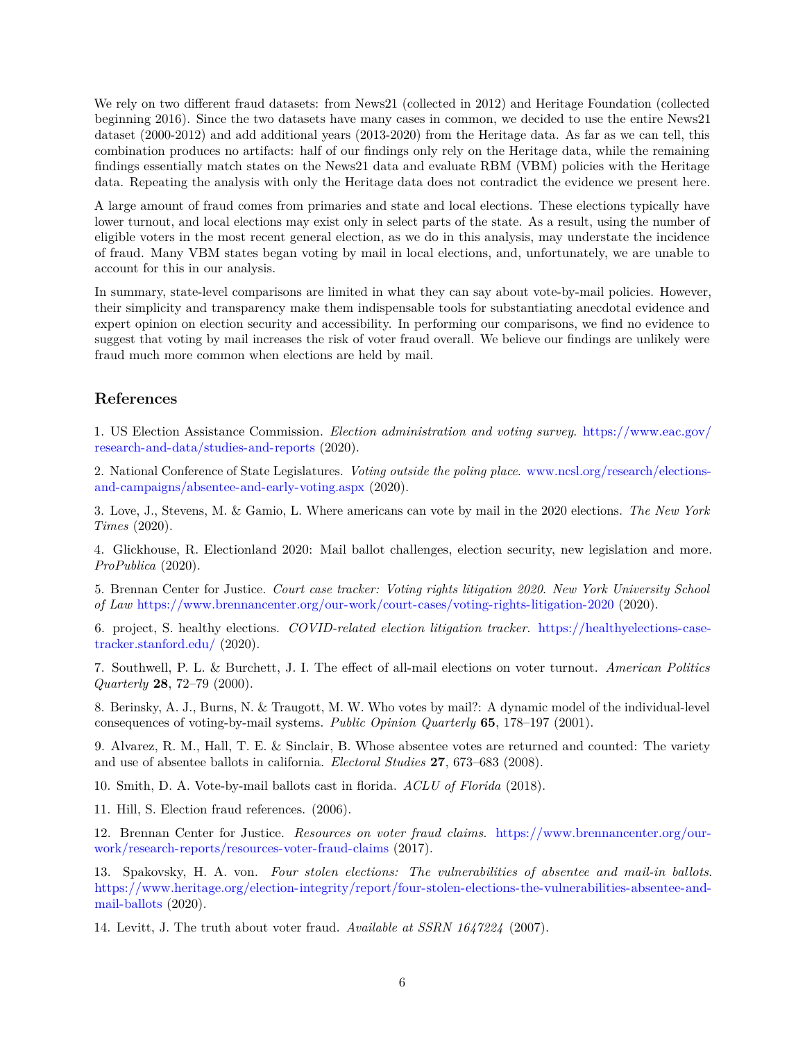We rely on two different fraud datasets: from News21 (collected in 2012) and Heritage Foundation (collected beginning 2016). Since the two datasets have many cases in common, we decided to use the entire News21 dataset (2000-2012) and add additional years (2013-2020) from the Heritage data. As far as we can tell, this combination produces no artifacts: half of our findings only rely on the Heritage data, while the remaining findings essentially match states on the News21 data and evaluate RBM (VBM) policies with the Heritage data. Repeating the analysis with only the Heritage data does not contradict the evidence we present here.

A large amount of fraud comes from primaries and state and local elections. These elections typically have lower turnout, and local elections may exist only in select parts of the state. As a result, using the number of eligible voters in the most recent general election, as we do in this analysis, may understate the incidence of fraud. Many VBM states began voting by mail in local elections, and, unfortunately, we are unable to account for this in our analysis.

In summary, state-level comparisons are limited in what they can say about vote-by-mail policies. However, their simplicity and transparency make them indispensable tools for substantiating anecdotal evidence and expert opinion on election security and accessibility. In performing our comparisons, we find no evidence to suggest that voting by mail increases the risk of voter fraud overall. We believe our findings are unlikely were fraud much more common when elections are held by mail.

## References

1. US Election Assistance Commission. *Election administration and voting survey*. https://www.eac.gov/research-and-data/studies-and-reports (2020).

2. National Conference of State Legislatures. *Voting outside the poling place*. www.ncsl.org/research/elections-and-campaigns/absentee-and-early-voting.aspx (2020).

3. Love, J., Stevens, M. & Gamio, L. Where americans can vote by mail in the 2020 elections. *The New York Times* (2020).

4. Glickhouse, R. Electionland 2020: Mail ballot challenges, election security, new legislation and more. *ProPublica* (2020).

5. Brennan Center for Justice. *Court case tracker: Voting rights litigation 2020. New York University School of Law* https://www.brennancenter.org/our-work/court-cases/voting-rights-litigation-2020 (2020).

6. project, S. healthy elections. *COVID-related election litigation tracker*. https://healthyelections-case-tracker.stanford.edu/ (2020).

7. Southwell, P. L. & Burchett, J. I. The effect of all-mail elections on voter turnout. *American Politics Quarterly* **28**, 72–79 (2000).

8. Berinsky, A. J., Burns, N. & Traugott, M. W. Who votes by mail?: A dynamic model of the individual-level consequences of voting-by-mail systems. *Public Opinion Quarterly* **65**, 178–197 (2001).

9. Alvarez, R. M., Hall, T. E. & Sinclair, B. Whose absentee votes are returned and counted: The variety and use of absentee ballots in california. *Electoral Studies* **27**, 673–683 (2008).

10. Smith, D. A. Vote-by-mail ballots cast in florida. *ACLU of Florida* (2018).

11. Hill, S. Election fraud references. (2006).

12. Brennan Center for Justice. *Resources on voter fraud claims*. https://www.brennancenter.org/our-work/research-reports/resources-voter-fraud-claims (2017).

13. Spakovsky, H. A. von. *Four stolen elections: The vulnerabilities of absentee and mail-in ballots*. https://www.heritage.org/election-integrity/report/four-stolen-elections-the-vulnerabilities-absentee-and-mail-ballots (2020).

14. Levitt, J. The truth about voter fraud. *Available at SSRN 1647224* (2007).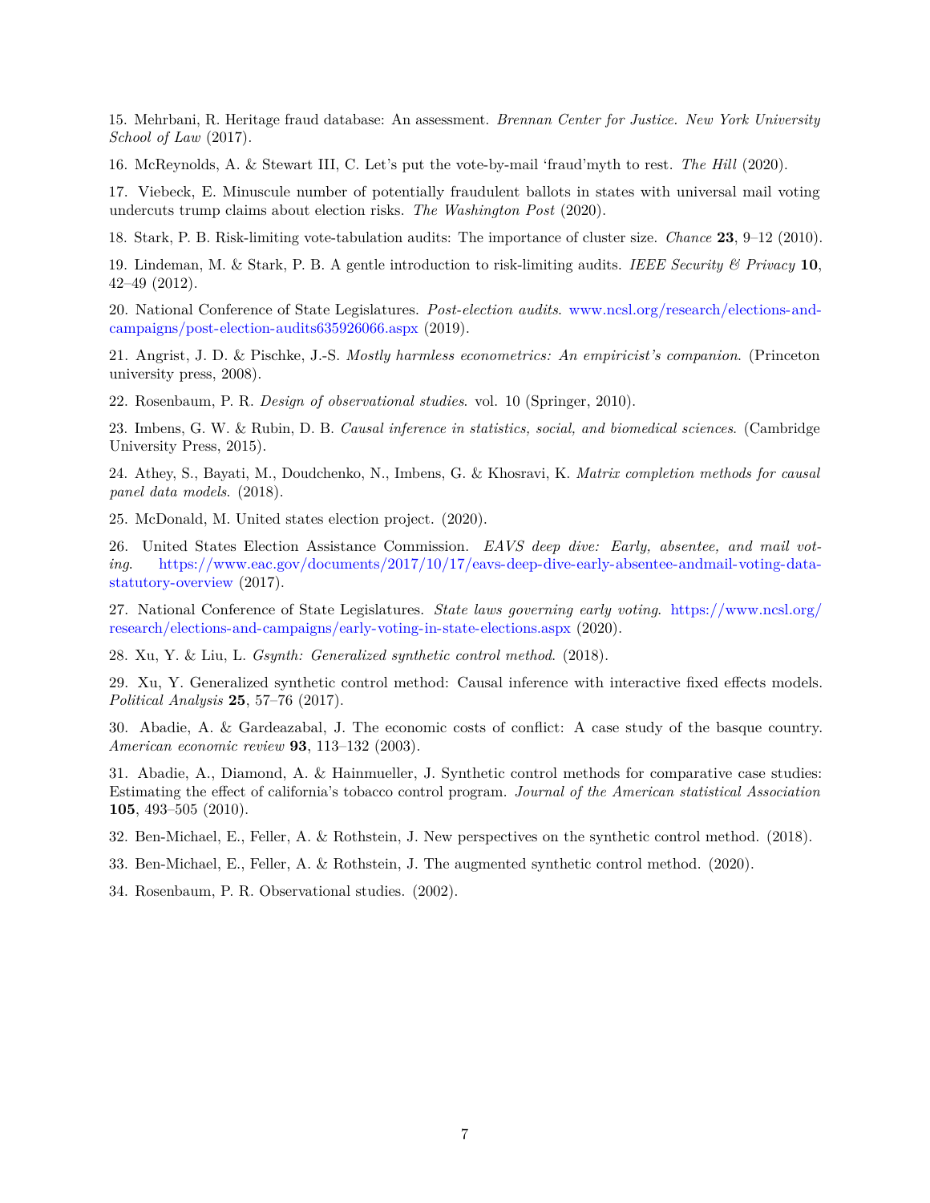15. Mehrbani, R. Heritage fraud database: An assessment. *Brennan Center for Justice. New York University School of Law* (2017).

16. McReynolds, A. & Stewart III, C. Let's put the vote-by-mail 'fraud'myth to rest. *The Hill* (2020).

17. Viebeck, E. Minuscule number of potentially fraudulent ballots in states with universal mail voting undercuts trump claims about election risks. *The Washington Post* (2020).

18. Stark, P. B. Risk-limiting vote-tabulation audits: The importance of cluster size. *Chance* **23**, 9–12 (2010).

19. Lindeman, M. & Stark, P. B. A gentle introduction to risk-limiting audits. *IEEE Security & Privacy* **10**, 42–49 (2012).

20. National Conference of State Legislatures. *Post-election audits*. www.ncsl.org/research/elections-and-campaigns/post-election-audits635926066.aspx (2019).

21. Angrist, J. D. & Pischke, J.-S. *Mostly harmless econometrics: An empiricist's companion*. (Princeton university press, 2008).

22. Rosenbaum, P. R. *Design of observational studies*. vol. 10 (Springer, 2010).

23. Imbens, G. W. & Rubin, D. B. *Causal inference in statistics, social, and biomedical sciences*. (Cambridge University Press, 2015).

24. Athey, S., Bayati, M., Doudchenko, N., Imbens, G. & Khosravi, K. *Matrix completion methods for causal panel data models*. (2018).

25. McDonald, M. United states election project. (2020).

26. United States Election Assistance Commission. *EAVS deep dive: Early, absentee, and mail voting*. https://www.eac.gov/documents/2017/10/17/eavs-deep-dive-early-absentee-andmail-voting-data-statutory-overview (2017).

27. National Conference of State Legislatures. *State laws governing early voting*. https://www.ncsl.org/research/elections-and-campaigns/early-voting-in-state-elections.aspx (2020).

28. Xu, Y. & Liu, L. *Gsynth: Generalized synthetic control method*. (2018).

29. Xu, Y. Generalized synthetic control method: Causal inference with interactive fixed effects models. *Political Analysis* **25**, 57–76 (2017).

30. Abadie, A. & Gardeazabal, J. The economic costs of conflict: A case study of the basque country. *American economic review* **93**, 113–132 (2003).

31. Abadie, A., Diamond, A. & Hainmueller, J. Synthetic control methods for comparative case studies: Estimating the effect of california's tobacco control program. *Journal of the American statistical Association* **105**, 493–505 (2010).

32. Ben-Michael, E., Feller, A. & Rothstein, J. New perspectives on the synthetic control method. (2018).

33. Ben-Michael, E., Feller, A. & Rothstein, J. The augmented synthetic control method. (2020).

34. Rosenbaum, P. R. Observational studies. (2002).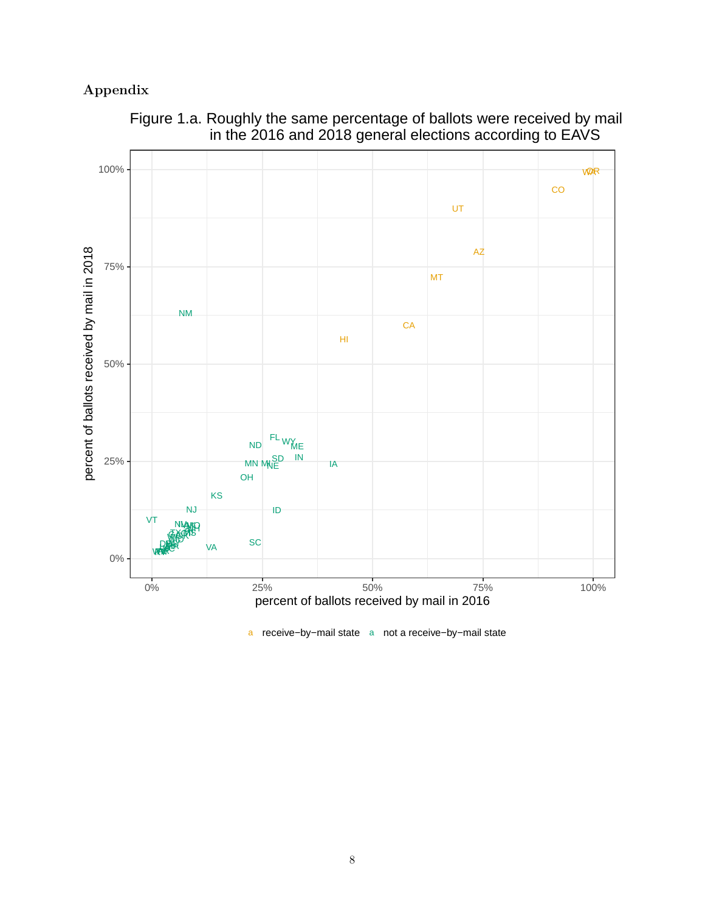# Appendix

Figure 1.a. Roughly the same percentage of ballots were received by mail in the 2016 and 2018 general elections according to EAVS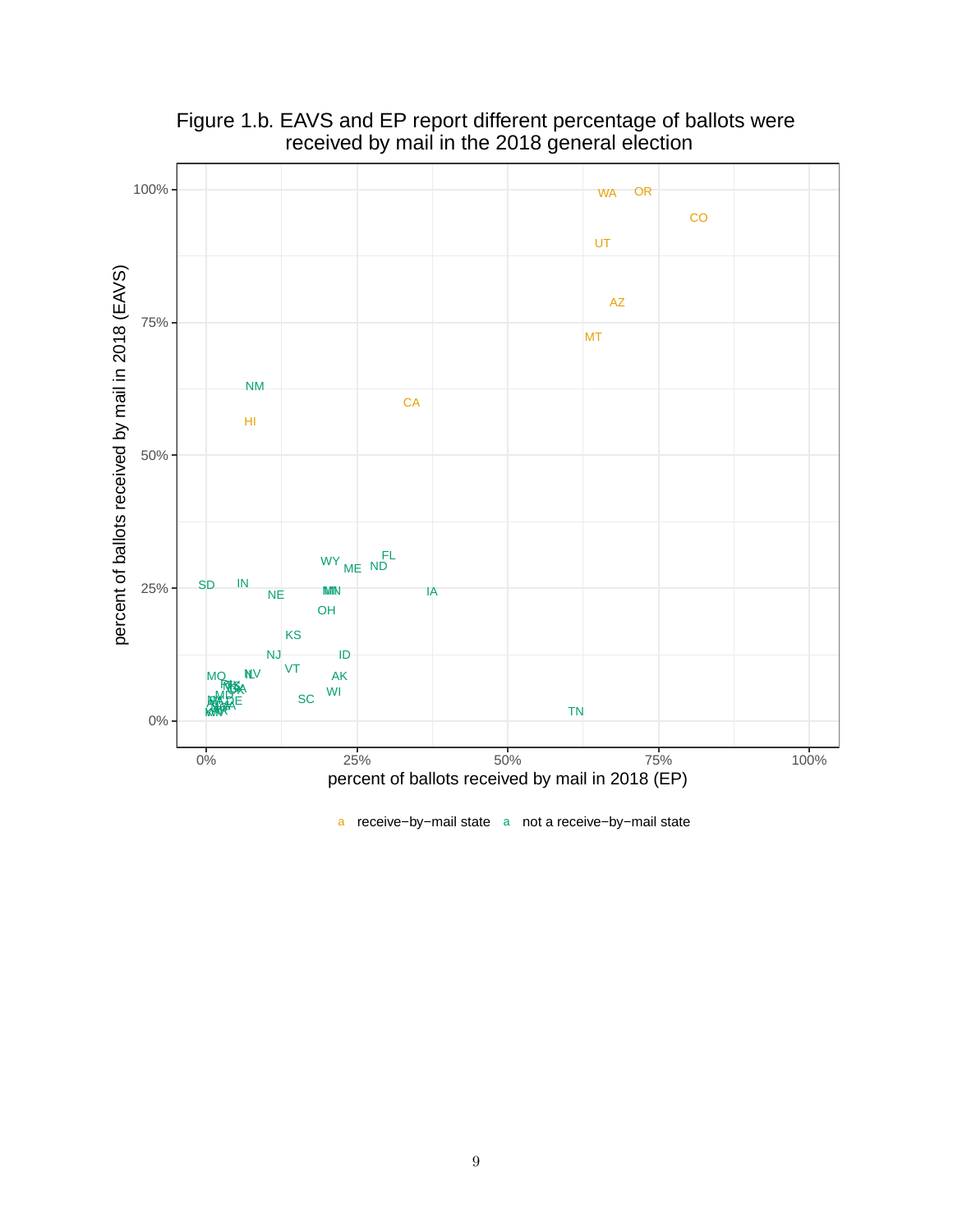Figure 1.b. EAVS and EP report different percentage of ballots were received by mail in the 2018 general election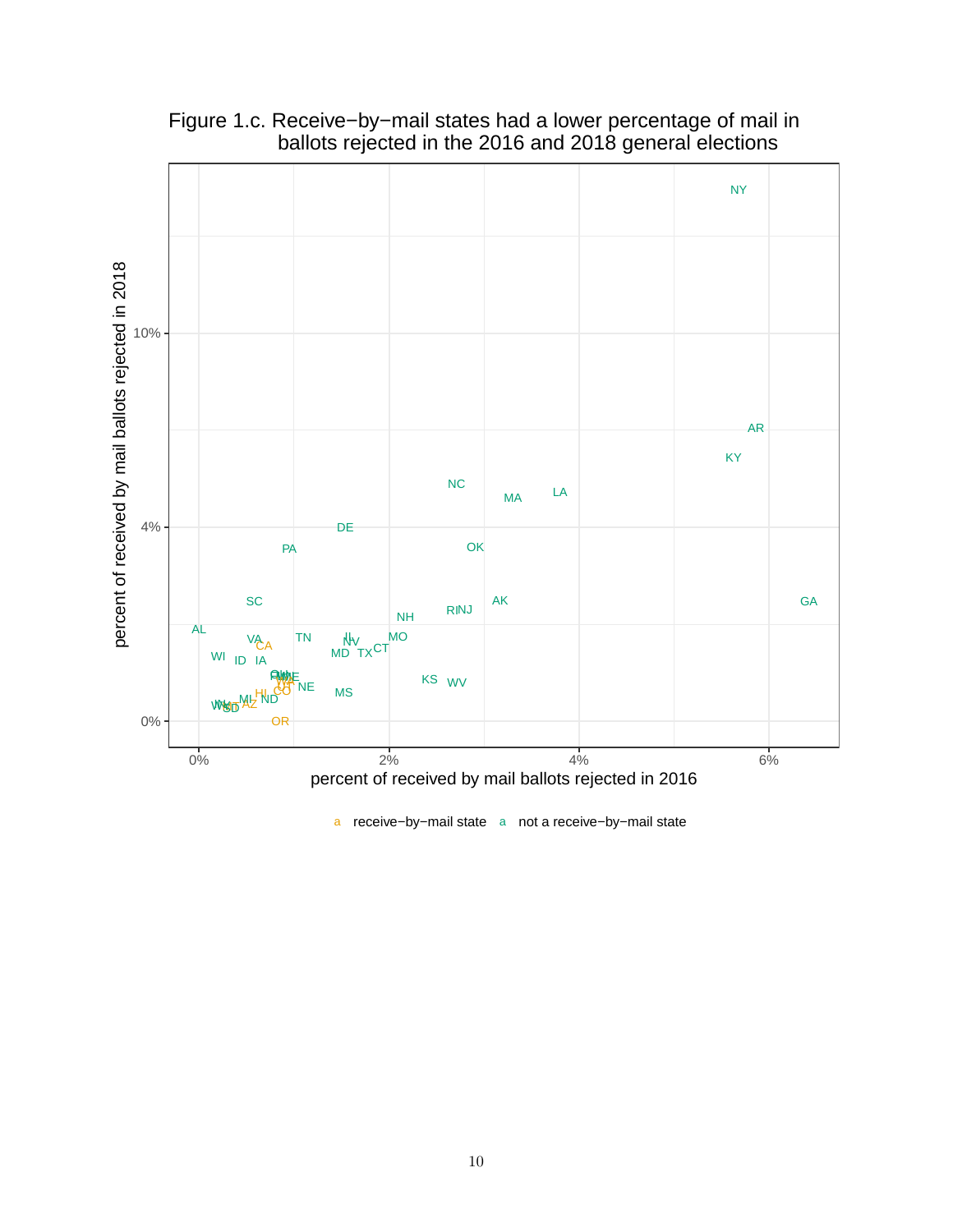Figure 1.c. Receive−by−mail states had a lower percentage of mail in ballots rejected in the 2016 and 2018 general elections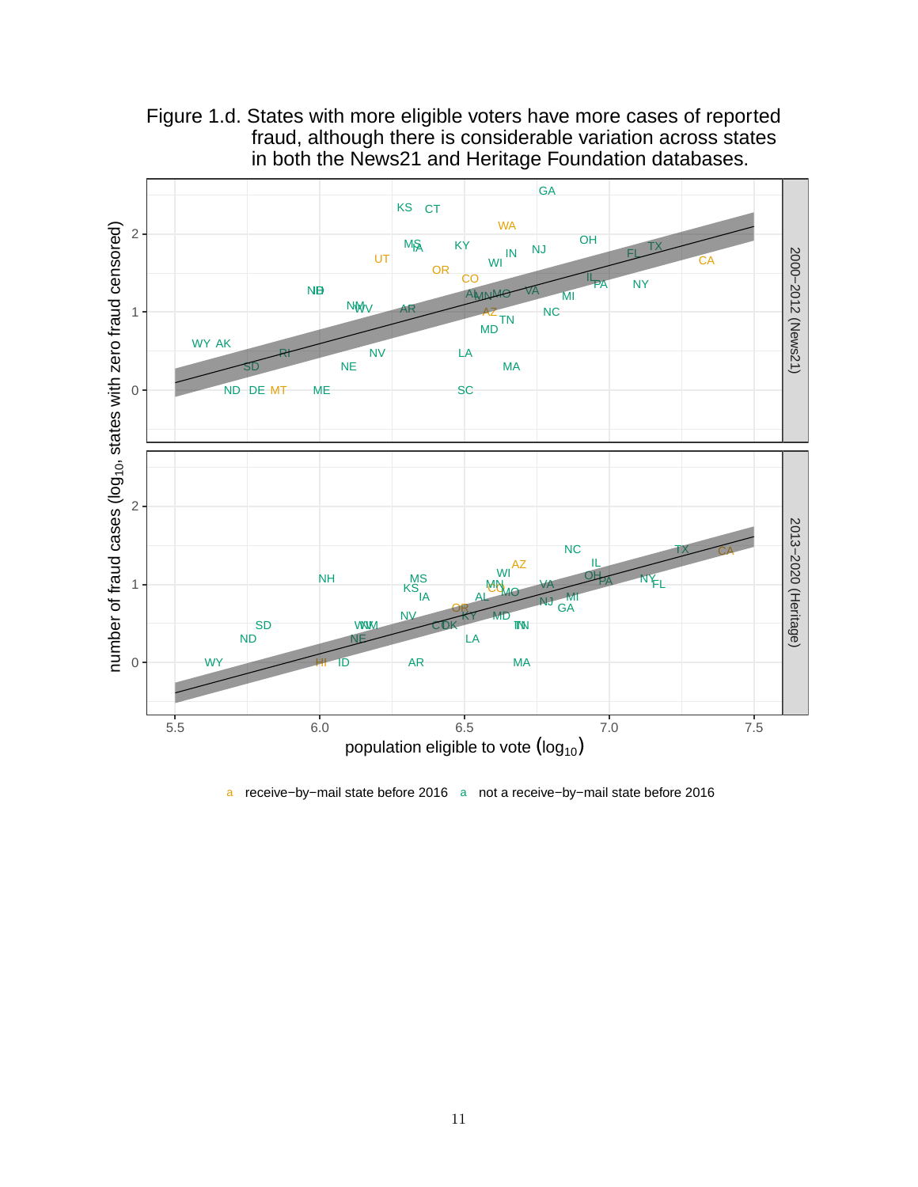Figure 1.d. States with more eligible voters have more cases of reported fraud, although there is considerable variation across states in both the News21 and Heritage Foundation databases.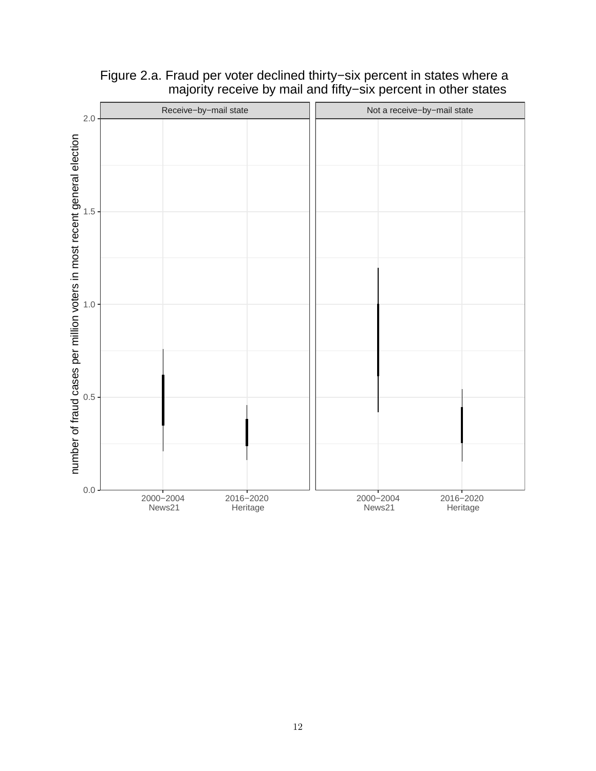Figure 2.a. Fraud per voter declined thirty−six percent in states where a majority receive by mail and fifty−six percent in other states

Receive−by−mail state | Not a receive−by−mail state

number of fraud cases per million voters in most recent general election

2.0
1.5
1.0
0.5
0.0

2000−2004 News21 | 2016−2020 Heritage | 2000−2004 News21 | 2016−2020 Heritage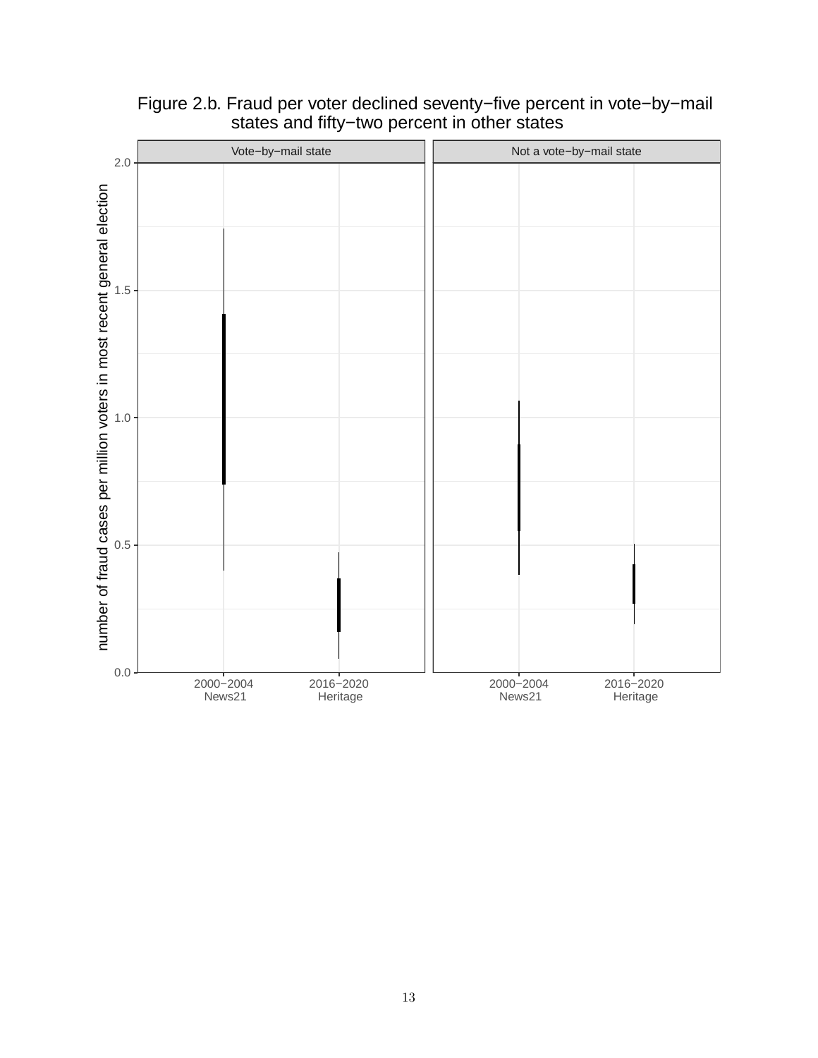Figure 2.b. Fraud per voter declined seventy−five percent in vote−by−mail states and fifty−two percent in other states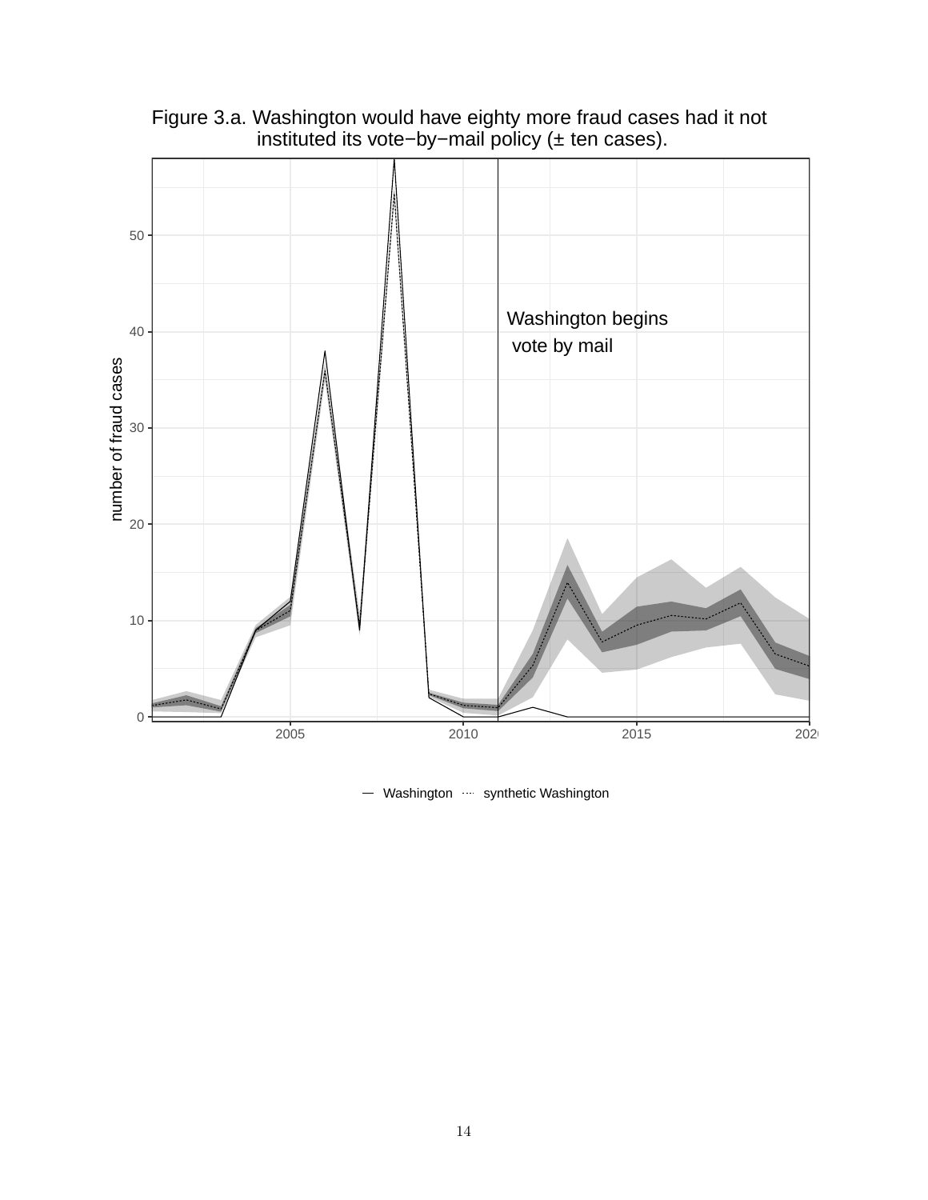Figure 3.a. Washington would have eighty more fraud cases had it not instituted its vote−by−mail policy (± ten cases).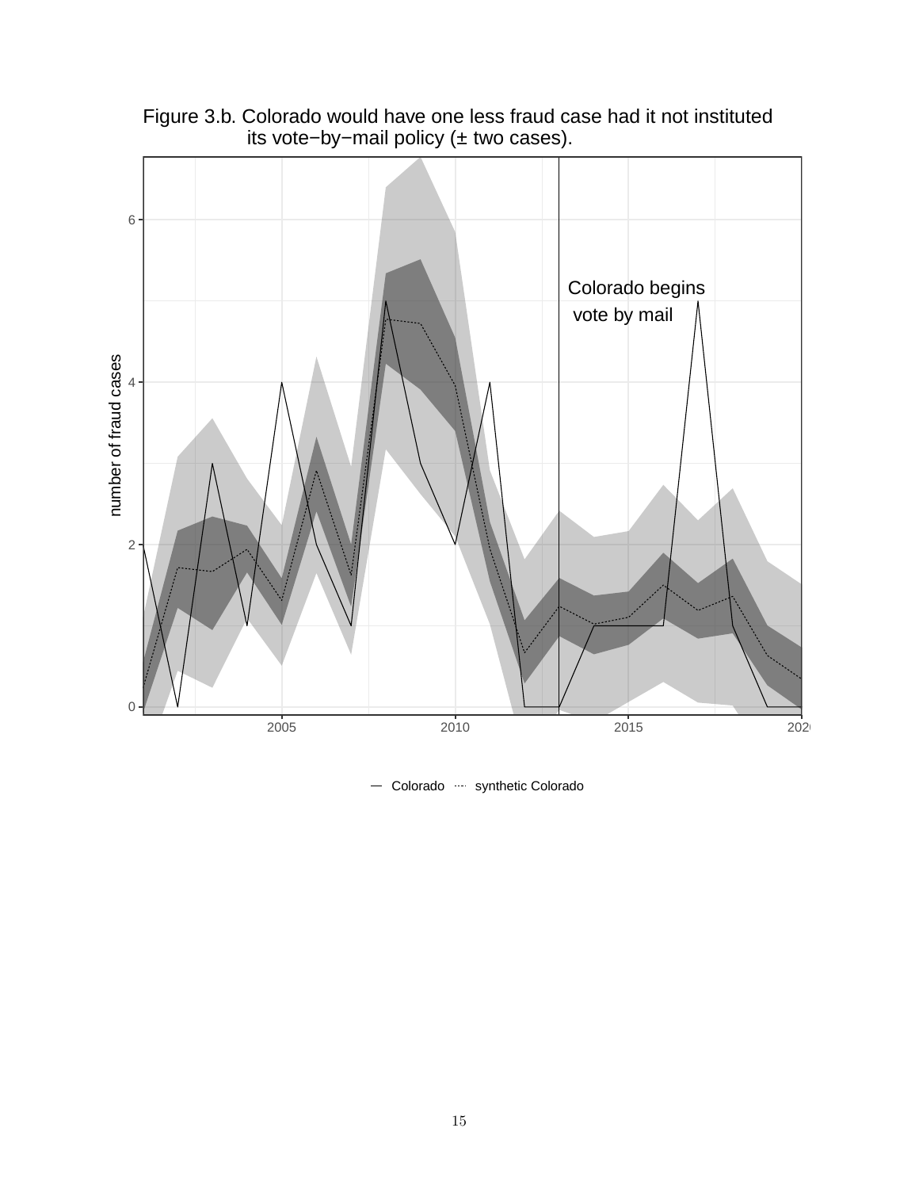Figure 3.b. Colorado would have one less fraud case had it not instituted its vote−by−mail policy (± two cases).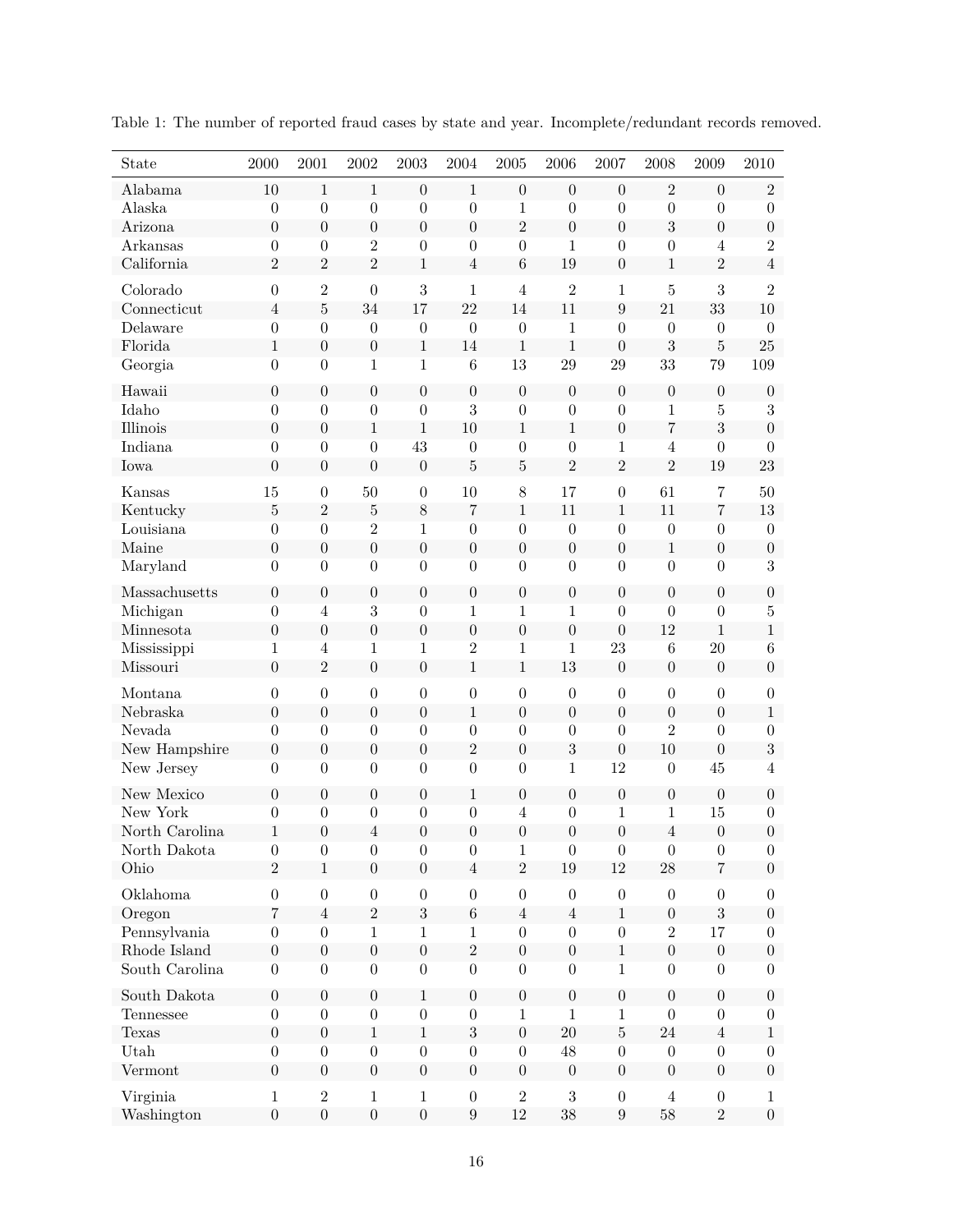Table 1: The number of reported fraud cases by state and year. Incomplete/redundant records removed.

| State | 2000 | 2001 | 2002 | 2003 | 2004 | 2005 | 2006 | 2007 | 2008 | 2009 | 2010 |
|---|---|---|---|---|---|---|---|---|---|---|---|
| Alabama | 10 | 1 | 1 | 0 | 1 | 0 | 0 | 0 | 2 | 0 | 2 |
| Alaska | 0 | 0 | 0 | 0 | 0 | 1 | 0 | 0 | 0 | 0 | 0 |
| Arizona | 0 | 0 | 0 | 0 | 0 | 2 | 0 | 0 | 3 | 0 | 0 |
| Arkansas | 0 | 0 | 2 | 0 | 0 | 0 | 1 | 0 | 0 | 4 | 2 |
| California | 2 | 2 | 2 | 1 | 4 | 6 | 19 | 0 | 1 | 2 | 4 |
| Colorado | 0 | 2 | 0 | 3 | 1 | 4 | 2 | 1 | 5 | 3 | 2 |
| Connecticut | 4 | 5 | 34 | 17 | 22 | 14 | 11 | 9 | 21 | 33 | 10 |
| Delaware | 0 | 0 | 0 | 0 | 0 | 0 | 1 | 0 | 0 | 0 | 0 |
| Florida | 1 | 0 | 0 | 1 | 14 | 1 | 1 | 0 | 3 | 5 | 25 |
| Georgia | 0 | 0 | 1 | 1 | 6 | 13 | 29 | 29 | 33 | 79 | 109 |
| Hawaii | 0 | 0 | 0 | 0 | 0 | 0 | 0 | 0 | 0 | 0 | 0 |
| Idaho | 0 | 0 | 0 | 0 | 3 | 0 | 0 | 0 | 1 | 5 | 3 |
| Illinois | 0 | 0 | 1 | 1 | 10 | 1 | 1 | 0 | 7 | 3 | 0 |
| Indiana | 0 | 0 | 0 | 43 | 0 | 0 | 0 | 1 | 4 | 0 | 0 |
| Iowa | 0 | 0 | 0 | 0 | 5 | 5 | 2 | 2 | 2 | 19 | 23 |
| Kansas | 15 | 0 | 50 | 0 | 10 | 8 | 17 | 0 | 61 | 7 | 50 |
| Kentucky | 5 | 2 | 5 | 8 | 7 | 1 | 11 | 1 | 11 | 7 | 13 |
| Louisiana | 0 | 0 | 2 | 1 | 0 | 0 | 0 | 0 | 0 | 0 | 0 |
| Maine | 0 | 0 | 0 | 0 | 0 | 0 | 0 | 0 | 1 | 0 | 0 |
| Maryland | 0 | 0 | 0 | 0 | 0 | 0 | 0 | 0 | 0 | 0 | 3 |
| Massachusetts | 0 | 0 | 0 | 0 | 0 | 0 | 0 | 0 | 0 | 0 | 0 |
| Michigan | 0 | 4 | 3 | 0 | 1 | 1 | 1 | 0 | 0 | 0 | 5 |
| Minnesota | 0 | 0 | 0 | 0 | 0 | 0 | 0 | 0 | 12 | 1 | 1 |
| Mississippi | 1 | 4 | 1 | 1 | 2 | 1 | 1 | 23 | 6 | 20 | 6 |
| Missouri | 0 | 2 | 0 | 0 | 1 | 1 | 13 | 0 | 0 | 0 | 0 |
| Montana | 0 | 0 | 0 | 0 | 0 | 0 | 0 | 0 | 0 | 0 | 0 |
| Nebraska | 0 | 0 | 0 | 0 | 1 | 0 | 0 | 0 | 0 | 0 | 1 |
| Nevada | 0 | 0 | 0 | 0 | 0 | 0 | 0 | 0 | 2 | 0 | 0 |
| New Hampshire | 0 | 0 | 0 | 0 | 2 | 0 | 3 | 0 | 10 | 0 | 3 |
| New Jersey | 0 | 0 | 0 | 0 | 0 | 0 | 1 | 12 | 0 | 45 | 4 |
| New Mexico | 0 | 0 | 0 | 0 | 1 | 0 | 0 | 0 | 0 | 0 | 0 |
| New York | 0 | 0 | 0 | 0 | 0 | 4 | 0 | 1 | 1 | 15 | 0 |
| North Carolina | 1 | 0 | 4 | 0 | 0 | 0 | 0 | 0 | 4 | 0 | 0 |
| North Dakota | 0 | 0 | 0 | 0 | 0 | 1 | 0 | 0 | 0 | 0 | 0 |
| Ohio | 2 | 1 | 0 | 0 | 4 | 2 | 19 | 12 | 28 | 7 | 0 |
| Oklahoma | 0 | 0 | 0 | 0 | 0 | 0 | 0 | 0 | 0 | 0 | 0 |
| Oregon | 7 | 4 | 2 | 3 | 6 | 4 | 4 | 1 | 0 | 3 | 0 |
| Pennsylvania | 0 | 0 | 1 | 1 | 1 | 0 | 0 | 0 | 2 | 17 | 0 |
| Rhode Island | 0 | 0 | 0 | 0 | 2 | 0 | 0 | 1 | 0 | 0 | 0 |
| South Carolina | 0 | 0 | 0 | 0 | 0 | 0 | 0 | 1 | 0 | 0 | 0 |
| South Dakota | 0 | 0 | 0 | 1 | 0 | 0 | 0 | 0 | 0 | 0 | 0 |
| Tennessee | 0 | 0 | 0 | 0 | 0 | 1 | 1 | 1 | 0 | 0 | 0 |
| Texas | 0 | 0 | 1 | 1 | 3 | 0 | 20 | 5 | 24 | 4 | 1 |
| Utah | 0 | 0 | 0 | 0 | 0 | 0 | 48 | 0 | 0 | 0 | 0 |
| Vermont | 0 | 0 | 0 | 0 | 0 | 0 | 0 | 0 | 0 | 0 | 0 |
| Virginia | 1 | 2 | 1 | 1 | 0 | 2 | 3 | 0 | 4 | 0 | 1 |
| Washington | 0 | 0 | 0 | 0 | 9 | 12 | 38 | 9 | 58 | 2 | 0 |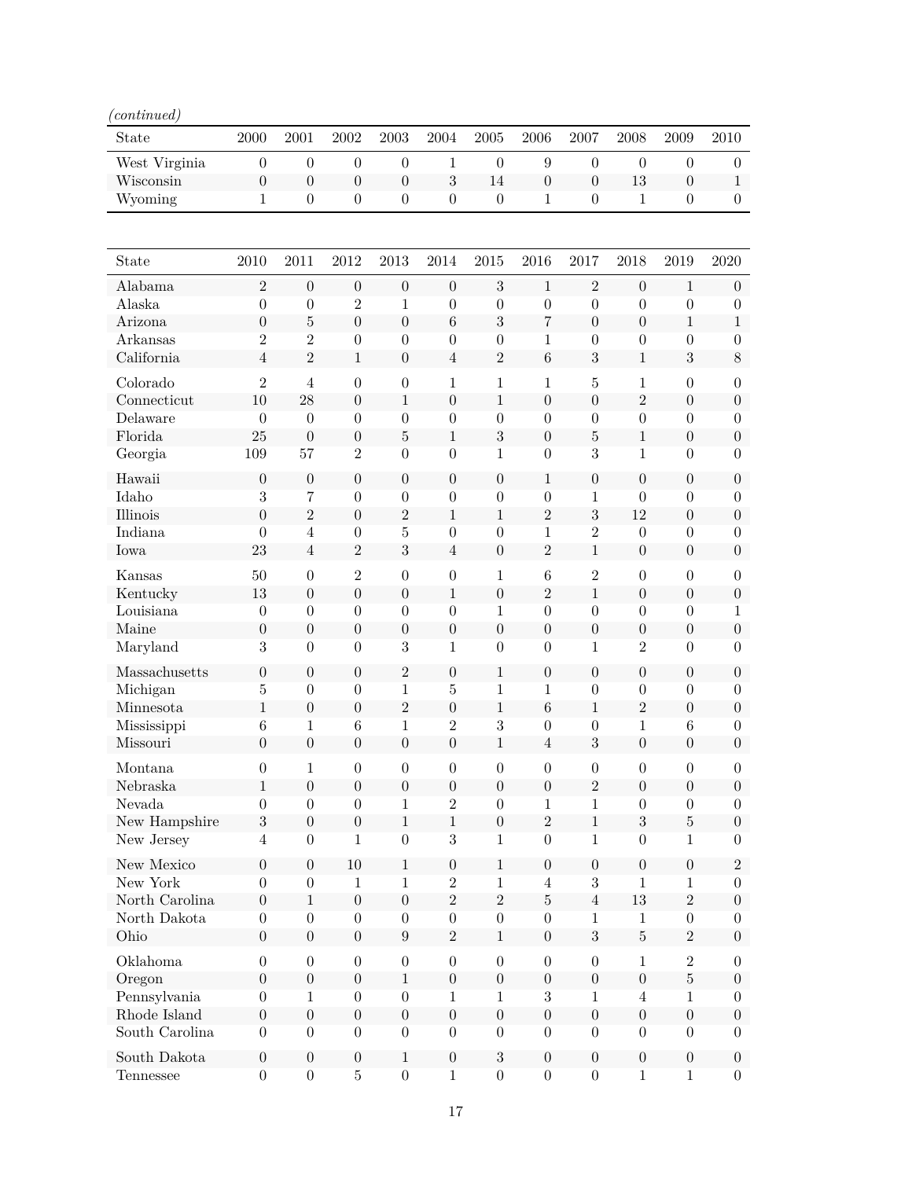*(continued)*

| State | 2000 | 2001 | 2002 | 2003 | 2004 | 2005 | 2006 | 2007 | 2008 | 2009 | 2010 |
|---|---|---|---|---|---|---|---|---|---|---|---|
| West Virginia | 0 | 0 | 0 | 0 | 1 | 0 | 9 | 0 | 0 | 0 | 0 |
| Wisconsin | 0 | 0 | 0 | 0 | 3 | 14 | 0 | 0 | 13 | 0 | 1 |
| Wyoming | 1 | 0 | 0 | 0 | 0 | 0 | 1 | 0 | 1 | 0 | 0 |

| State | 2010 | 2011 | 2012 | 2013 | 2014 | 2015 | 2016 | 2017 | 2018 | 2019 | 2020 |
|---|---|---|---|---|---|---|---|---|---|---|---|
| Alabama | 2 | 0 | 0 | 0 | 0 | 3 | 1 | 2 | 0 | 1 | 0 |
| Alaska | 0 | 0 | 2 | 1 | 0 | 0 | 0 | 0 | 0 | 0 | 0 |
| Arizona | 0 | 5 | 0 | 0 | 6 | 3 | 7 | 0 | 0 | 1 | 1 |
| Arkansas | 2 | 2 | 0 | 0 | 0 | 0 | 1 | 0 | 0 | 0 | 0 |
| California | 4 | 2 | 1 | 0 | 4 | 2 | 6 | 3 | 1 | 3 | 8 |
| Colorado | 2 | 4 | 0 | 0 | 1 | 1 | 1 | 5 | 1 | 0 | 0 |
| Connecticut | 10 | 28 | 0 | 1 | 0 | 1 | 0 | 0 | 2 | 0 | 0 |
| Delaware | 0 | 0 | 0 | 0 | 0 | 0 | 0 | 0 | 0 | 0 | 0 |
| Florida | 25 | 0 | 0 | 5 | 1 | 3 | 0 | 5 | 1 | 0 | 0 |
| Georgia | 109 | 57 | 2 | 0 | 0 | 1 | 0 | 3 | 1 | 0 | 0 |
| Hawaii | 0 | 0 | 0 | 0 | 0 | 0 | 1 | 0 | 0 | 0 | 0 |
| Idaho | 3 | 7 | 0 | 0 | 0 | 0 | 0 | 1 | 0 | 0 | 0 |
| Illinois | 0 | 2 | 0 | 2 | 1 | 1 | 2 | 3 | 12 | 0 | 0 |
| Indiana | 0 | 4 | 0 | 5 | 0 | 0 | 1 | 2 | 0 | 0 | 0 |
| Iowa | 23 | 4 | 2 | 3 | 4 | 0 | 2 | 1 | 0 | 0 | 0 |
| Kansas | 50 | 0 | 2 | 0 | 0 | 1 | 6 | 2 | 0 | 0 | 0 |
| Kentucky | 13 | 0 | 0 | 0 | 1 | 0 | 2 | 1 | 0 | 0 | 0 |
| Louisiana | 0 | 0 | 0 | 0 | 0 | 1 | 0 | 0 | 0 | 0 | 1 |
| Maine | 0 | 0 | 0 | 0 | 0 | 0 | 0 | 0 | 0 | 0 | 0 |
| Maryland | 3 | 0 | 0 | 3 | 1 | 0 | 0 | 1 | 2 | 0 | 0 |
| Massachusetts | 0 | 0 | 0 | 2 | 0 | 1 | 0 | 0 | 0 | 0 | 0 |
| Michigan | 5 | 0 | 0 | 1 | 5 | 1 | 1 | 0 | 0 | 0 | 0 |
| Minnesota | 1 | 0 | 0 | 2 | 0 | 1 | 6 | 1 | 2 | 0 | 0 |
| Mississippi | 6 | 1 | 6 | 1 | 2 | 3 | 0 | 0 | 1 | 6 | 0 |
| Missouri | 0 | 0 | 0 | 0 | 0 | 1 | 4 | 3 | 0 | 0 | 0 |
| Montana | 0 | 1 | 0 | 0 | 0 | 0 | 0 | 0 | 0 | 0 | 0 |
| Nebraska | 1 | 0 | 0 | 0 | 0 | 0 | 0 | 2 | 0 | 0 | 0 |
| Nevada | 0 | 0 | 0 | 1 | 2 | 0 | 1 | 1 | 0 | 0 | 0 |
| New Hampshire | 3 | 0 | 0 | 1 | 1 | 0 | 2 | 1 | 3 | 5 | 0 |
| New Jersey | 4 | 0 | 1 | 0 | 3 | 1 | 0 | 1 | 0 | 1 | 0 |
| New Mexico | 0 | 0 | 10 | 1 | 0 | 1 | 0 | 0 | 0 | 0 | 2 |
| New York | 0 | 0 | 1 | 1 | 2 | 1 | 4 | 3 | 1 | 1 | 0 |
| North Carolina | 0 | 1 | 0 | 0 | 2 | 2 | 5 | 4 | 13 | 2 | 0 |
| North Dakota | 0 | 0 | 0 | 0 | 0 | 0 | 0 | 1 | 1 | 0 | 0 |
| Ohio | 0 | 0 | 0 | 9 | 2 | 1 | 0 | 3 | 5 | 2 | 0 |
| Oklahoma | 0 | 0 | 0 | 0 | 0 | 0 | 0 | 0 | 1 | 2 | 0 |
| Oregon | 0 | 0 | 0 | 1 | 0 | 0 | 0 | 0 | 0 | 5 | 0 |
| Pennsylvania | 0 | 1 | 0 | 0 | 1 | 1 | 3 | 1 | 4 | 1 | 0 |
| Rhode Island | 0 | 0 | 0 | 0 | 0 | 0 | 0 | 0 | 0 | 0 | 0 |
| South Carolina | 0 | 0 | 0 | 0 | 0 | 0 | 0 | 0 | 0 | 0 | 0 |
| South Dakota | 0 | 0 | 0 | 1 | 0 | 3 | 0 | 0 | 0 | 0 | 0 |
| Tennessee | 0 | 0 | 5 | 0 | 1 | 0 | 0 | 0 | 1 | 1 | 0 |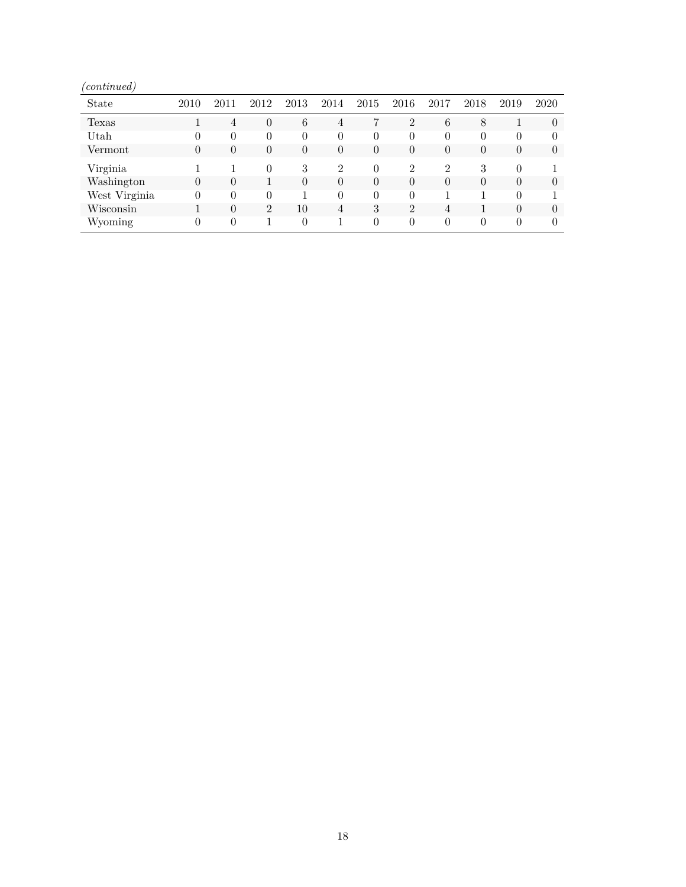*(continued)*

| State | 2010 | 2011 | 2012 | 2013 | 2014 | 2015 | 2016 | 2017 | 2018 | 2019 | 2020 |
|---|---|---|---|---|---|---|---|---|---|---|---|
| Texas | 1 | 4 | 0 | 6 | 4 | 7 | 2 | 6 | 8 | 1 | 0 |
| Utah | 0 | 0 | 0 | 0 | 0 | 0 | 0 | 0 | 0 | 0 | 0 |
| Vermont | 0 | 0 | 0 | 0 | 0 | 0 | 0 | 0 | 0 | 0 | 0 |
| Virginia | 1 | 1 | 0 | 3 | 2 | 0 | 2 | 2 | 3 | 0 | 1 |
| Washington | 0 | 0 | 1 | 0 | 0 | 0 | 0 | 0 | 0 | 0 | 0 |
| West Virginia | 0 | 0 | 0 | 1 | 0 | 0 | 0 | 1 | 1 | 0 | 1 |
| Wisconsin | 1 | 0 | 2 | 10 | 4 | 3 | 2 | 4 | 1 | 0 | 0 |
| Wyoming | 0 | 0 | 1 | 0 | 1 | 0 | 0 | 0 | 0 | 0 | 0 |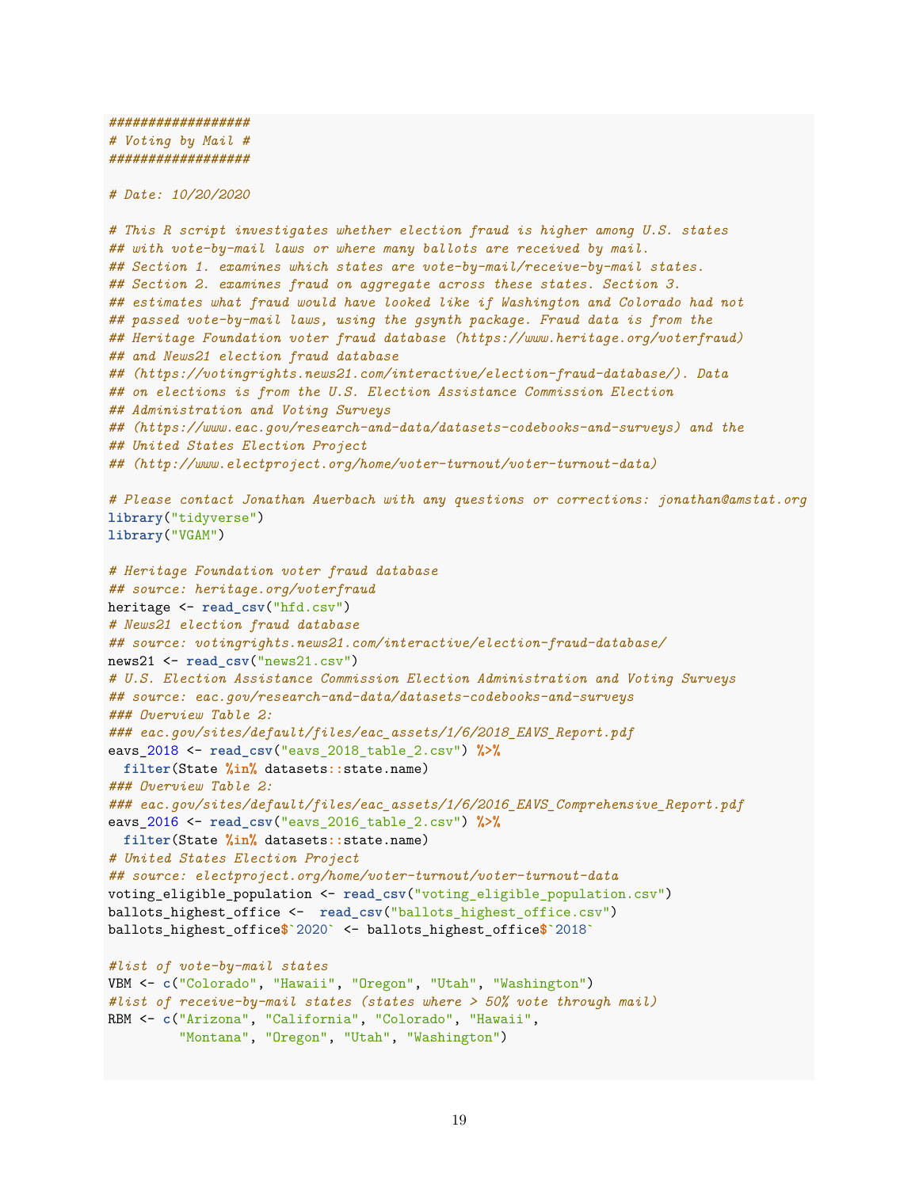```r
#################
# Voting by Mail #
#################

# Date: 10/20/2020

# This R script investigates whether election fraud is higher among U.S. states
## with vote-by-mail laws or where many ballots are received by mail.
## Section 1. examines which states are vote-by-mail/receive-by-mail states.
## Section 2. examines fraud on aggregate across these states. Section 3.
## estimates what fraud would have looked like if Washington and Colorado had not
## passed vote-by-mail laws, using the gsynth package. Fraud data is from the
## Heritage Foundation voter fraud database (https://www.heritage.org/voterfraud)
## and News21 election fraud database
## (https://votingrights.news21.com/interactive/election-fraud-database/). Data
## on elections is from the U.S. Election Assistance Commission Election
## Administration and Voting Surveys
## (https://www.eac.gov/research-and-data/datasets-codebooks-and-surveys) and the
## United States Election Project
## (http://www.electproject.org/home/voter-turnout/voter-turnout-data)

# Please contact Jonathan Auerbach with any questions or corrections: jonathan@amstat.org
library("tidyverse")
library("VGAM")

# Heritage Foundation voter fraud database
## source: heritage.org/voterfraud
heritage <- read_csv("hfd.csv")
# News21 election fraud database
## source: votingrights.news21.com/interactive/election-fraud-database/
news21 <- read_csv("news21.csv")
# U.S. Election Assistance Commission Election Administration and Voting Surveys
## source: eac.gov/research-and-data/datasets-codebooks-and-surveys
### Overview Table 2:
### eac.gov/sites/default/files/eac_assets/1/6/2018_EAVS_Report.pdf
eavs_2018 <- read_csv("eavs_2018_table_2.csv") %>%
  filter(State %in% datasets::state.name)
### Overview Table 2:
### eac.gov/sites/default/files/eac_assets/1/6/2016_EAVS_Comprehensive_Report.pdf
eavs_2016 <- read_csv("eavs_2016_table_2.csv") %>%
  filter(State %in% datasets::state.name)
# United States Election Project
## source: electproject.org/home/voter-turnout/voter-turnout-data
voting_eligible_population <- read_csv("voting_eligible_population.csv")
ballots_highest_office <-  read_csv("ballots_highest_office.csv")
ballots_highest_office$`2020` <- ballots_highest_office$`2018`

#list of vote-by-mail states
VBM <- c("Colorado", "Hawaii", "Oregon", "Utah", "Washington")
#list of receive-by-mail states (states where > 50% vote through mail)
RBM <- c("Arizona", "California", "Colorado", "Hawaii",
         "Montana", "Oregon", "Utah", "Washington")
```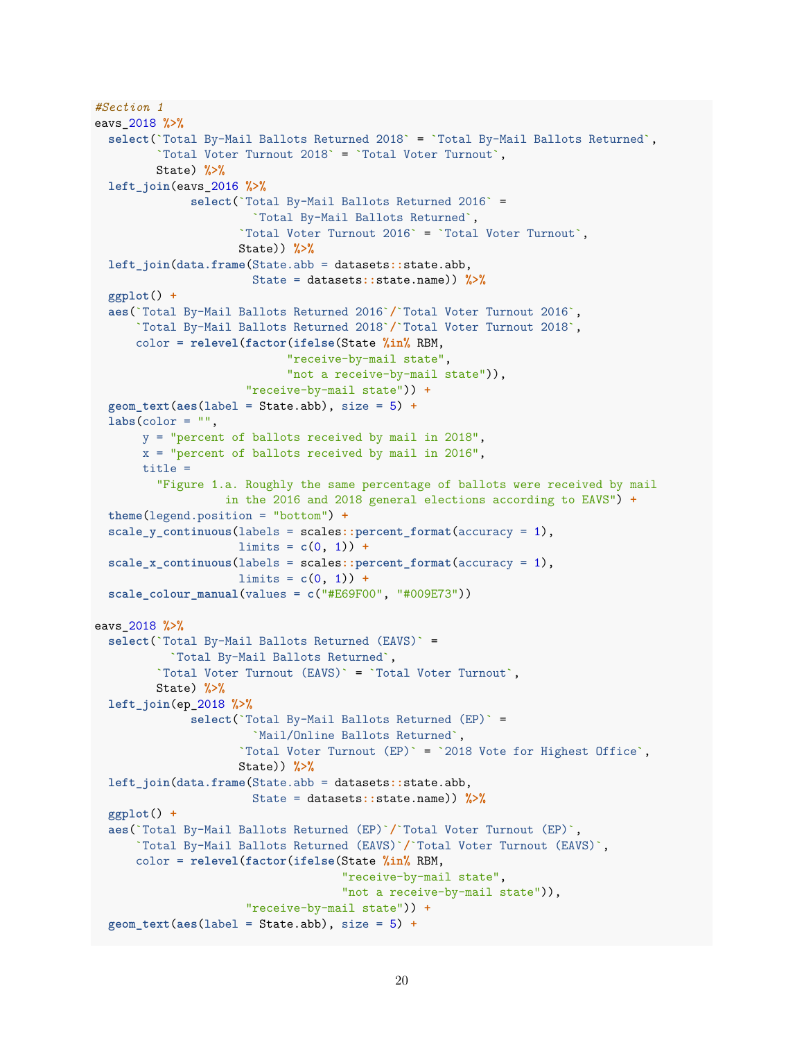```r
#Section 1
eavs_2018 %>%
  select(`Total By-Mail Ballots Returned 2018` = `Total By-Mail Ballots Returned`,
         `Total Voter Turnout 2018` = `Total Voter Turnout`,
         State) %>%
  left_join(eavs_2016 %>%
              select(`Total By-Mail Ballots Returned 2016` =
                       `Total By-Mail Ballots Returned`,
                     `Total Voter Turnout 2016` = `Total Voter Turnout`,
                     State)) %>%
  left_join(data.frame(State.abb = datasets::state.abb,
                       State = datasets::state.name)) %>%
  ggplot() +
  aes(`Total By-Mail Ballots Returned 2016`/`Total Voter Turnout 2016`,
      `Total By-Mail Ballots Returned 2018`/`Total Voter Turnout 2018`,
      color = relevel(factor(ifelse(State %in% RBM,
                              "receive-by-mail state",
                              "not a receive-by-mail state")),
                      "receive-by-mail state")) +
  geom_text(aes(label = State.abb), size = 5) +
  labs(color = "",
       y = "percent of ballots received by mail in 2018",
       x = "percent of ballots received by mail in 2016",
       title =
         "Figure 1.a. Roughly the same percentage of ballots were received by mail
                   in the 2016 and 2018 general elections according to EAVS") +
  theme(legend.position = "bottom") +
  scale_y_continuous(labels = scales::percent_format(accuracy = 1),
                     limits = c(0, 1)) +
  scale_x_continuous(labels = scales::percent_format(accuracy = 1),
                     limits = c(0, 1)) +
  scale_colour_manual(values = c("#E69F00", "#009E73"))

eavs_2018 %>%
  select(`Total By-Mail Ballots Returned (EAVS)` =
           `Total By-Mail Ballots Returned`,
         `Total Voter Turnout (EAVS)` = `Total Voter Turnout`,
         State) %>%
  left_join(ep_2018 %>%
              select(`Total By-Mail Ballots Returned (EP)` =
                       `Mail/Online Ballots Returned`,
                     `Total Voter Turnout (EP)` = `2018 Vote for Highest Office`,
                     State)) %>%
  left_join(data.frame(State.abb = datasets::state.abb,
                       State = datasets::state.name)) %>%
  ggplot() +
  aes(`Total By-Mail Ballots Returned (EP)`/`Total Voter Turnout (EP)`,
      `Total By-Mail Ballots Returned (EAVS)`/`Total Voter Turnout (EAVS)`,
      color = relevel(factor(ifelse(State %in% RBM,
                                      "receive-by-mail state",
                                      "not a receive-by-mail state")),
                      "receive-by-mail state")) +
  geom_text(aes(label = State.abb), size = 5) +
```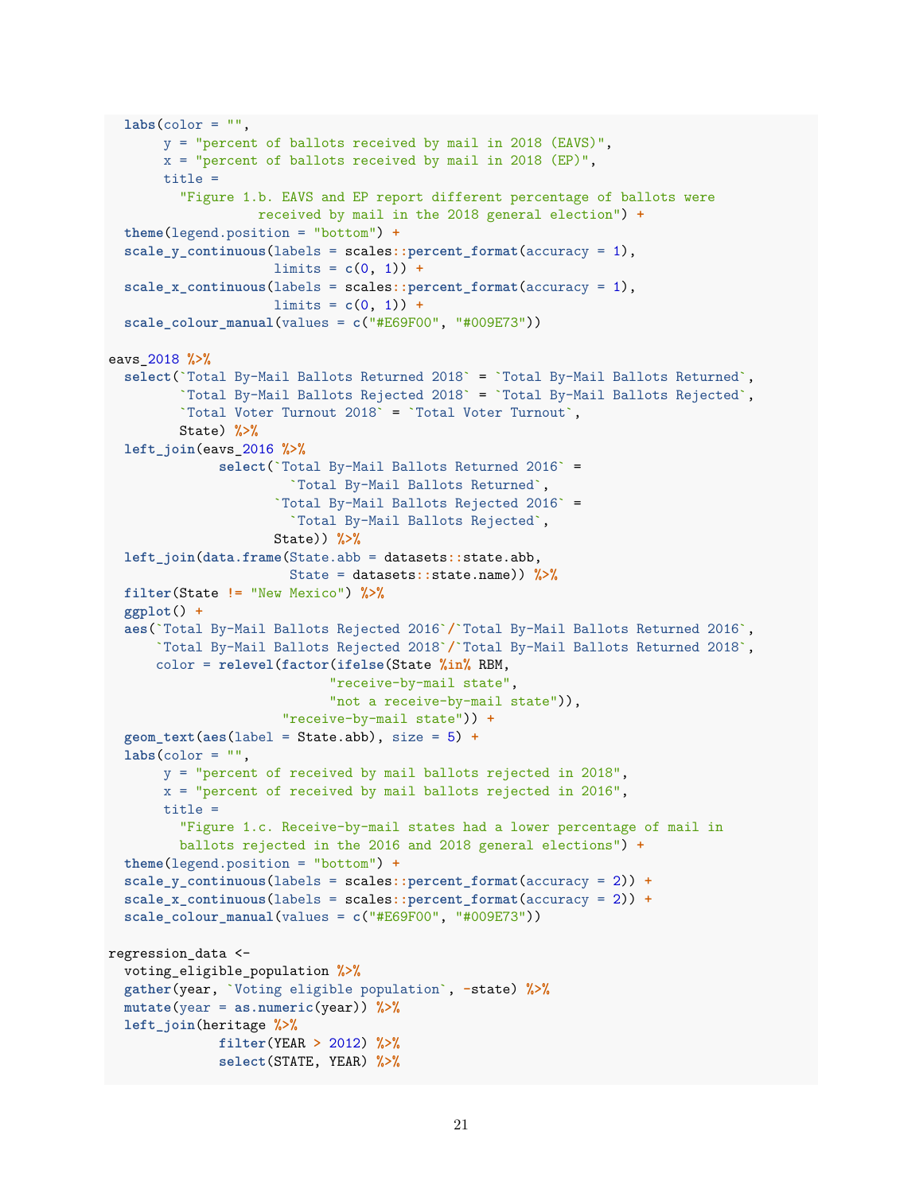```
  labs(color = "",
       y = "percent of ballots received by mail in 2018 (EAVS)",
       x = "percent of ballots received by mail in 2018 (EP)",
       title =
         "Figure 1.b. EAVS and EP report different percentage of ballots were
                   received by mail in the 2018 general election") +
  theme(legend.position = "bottom") +
  scale_y_continuous(labels = scales::percent_format(accuracy = 1),
                     limits = c(0, 1)) +
  scale_x_continuous(labels = scales::percent_format(accuracy = 1),
                     limits = c(0, 1)) +
  scale_colour_manual(values = c("#E69F00", "#009E73"))

eavs_2018 %>%
  select(`Total By-Mail Ballots Returned 2018` = `Total By-Mail Ballots Returned`,
         `Total By-Mail Ballots Rejected 2018` = `Total By-Mail Ballots Rejected`,
         `Total Voter Turnout 2018` = `Total Voter Turnout`,
         State) %>%
  left_join(eavs_2016 %>%
              select(`Total By-Mail Ballots Returned 2016` =
                       `Total By-Mail Ballots Returned`,
                     `Total By-Mail Ballots Rejected 2016` =
                       `Total By-Mail Ballots Rejected`,
                     State)) %>%
  left_join(data.frame(State.abb = datasets::state.abb,
                       State = datasets::state.name)) %>%
  filter(State != "New Mexico") %>%
  ggplot() +
  aes(`Total By-Mail Ballots Rejected 2016`/`Total By-Mail Ballots Returned 2016`,
      `Total By-Mail Ballots Rejected 2018`/`Total By-Mail Ballots Returned 2018`,
      color = relevel(factor(ifelse(State %in% RBM,
                                    "receive-by-mail state",
                                    "not a receive-by-mail state")),
                      "receive-by-mail state")) +
  geom_text(aes(label = State.abb), size = 5) +
  labs(color = "",
       y = "percent of received by mail ballots rejected in 2018",
       x = "percent of received by mail ballots rejected in 2016",
       title =
         "Figure 1.c. Receive-by-mail states had a lower percentage of mail in
         ballots rejected in the 2016 and 2018 general elections") +
  theme(legend.position = "bottom") +
  scale_y_continuous(labels = scales::percent_format(accuracy = 2)) +
  scale_x_continuous(labels = scales::percent_format(accuracy = 2)) +
  scale_colour_manual(values = c("#E69F00", "#009E73"))

regression_data <-
  voting_eligible_population %>%
  gather(year, `Voting eligible population`, -state) %>%
  mutate(year = as.numeric(year)) %>%
  left_join(heritage %>%
              filter(YEAR > 2012) %>%
              select(STATE, YEAR) %>%
```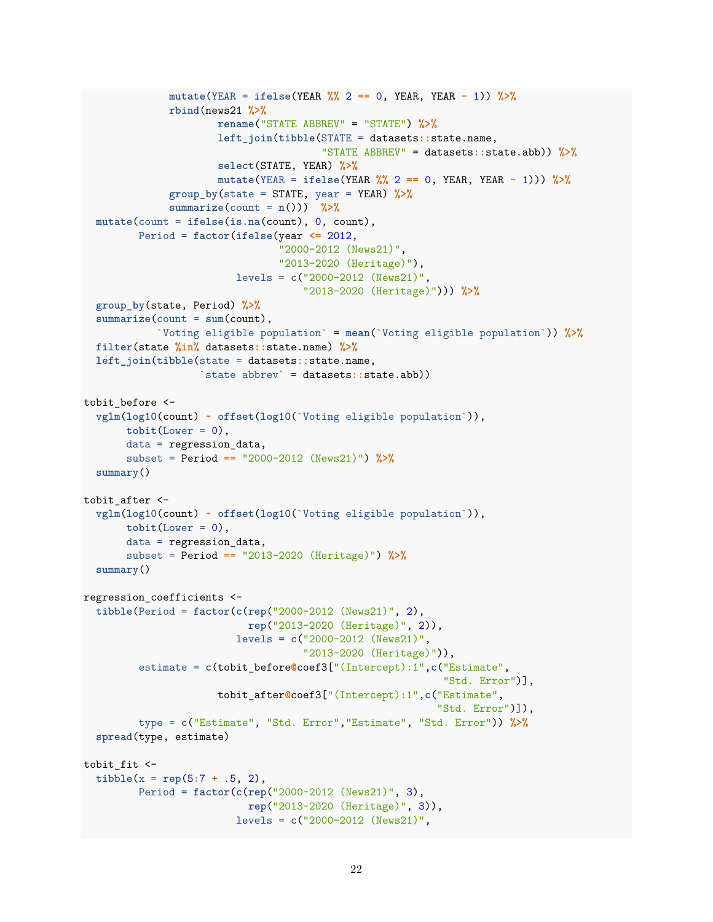```r
            mutate(YEAR = ifelse(YEAR %% 2 == 0, YEAR, YEAR - 1)) %>%
            rbind(news21 %>%
                    rename("STATE ABBREV" = "STATE") %>%
                    left_join(tibble(STATE = datasets::state.name,
                                     "STATE ABBREV" = datasets::state.abb)) %>%
                    select(STATE, YEAR) %>%
                    mutate(YEAR = ifelse(YEAR %% 2 == 0, YEAR, YEAR - 1))) %>%
            group_by(state = STATE, year = YEAR) %>%
            summarize(count = n()))  %>%
  mutate(count = ifelse(is.na(count), 0, count),
         Period = factor(ifelse(year <= 2012,
                                "2000-2012 (News21)",
                                "2013-2020 (Heritage)"),
                         levels = c("2000-2012 (News21)",
                                    "2013-2020 (Heritage)"))) %>%
  group_by(state, Period) %>%
  summarize(count = sum(count),
            `Voting eligible population` = mean(`Voting eligible population`)) %>%
  filter(state %in% datasets::state.name) %>%
  left_join(tibble(state = datasets::state.name,
                   `state abbrev` = datasets::state.abb))

tobit_before <-
  vglm(log10(count) ~ offset(log10(`Voting eligible population`)),
       tobit(Lower = 0),
       data = regression_data,
       subset = Period == "2000-2012 (News21)") %>%
  summary()

tobit_after <-
  vglm(log10(count) ~ offset(log10(`Voting eligible population`)),
       tobit(Lower = 0),
       data = regression_data,
       subset = Period == "2013-2020 (Heritage)") %>%
  summary()

regression_coefficients <-
  tibble(Period = factor(c(rep("2000-2012 (News21)", 2),
                           rep("2013-2020 (Heritage)", 2)),
                         levels = c("2000-2012 (News21)",
                                    "2013-2020 (Heritage)")),
         estimate = c(tobit_before@coef3["(Intercept):1",c("Estimate",
                                                          "Std. Error")],
                      tobit_after@coef3["(Intercept):1",c("Estimate",
                                                         "Std. Error")]),
         type = c("Estimate", "Std. Error","Estimate", "Std. Error")) %>%
  spread(type, estimate)

tobit_fit <-
  tibble(x = rep(5:7 + .5, 2),
         Period = factor(c(rep("2000-2012 (News21)", 3),
                           rep("2013-2020 (Heritage)", 3)),
                         levels = c("2000-2012 (News21)",
```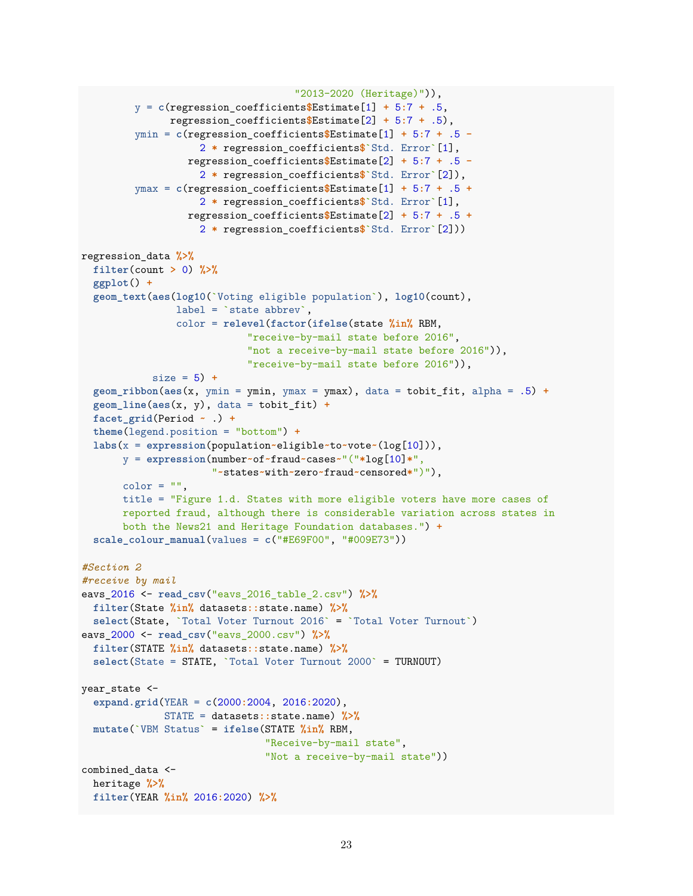```
                                    "2013-2020 (Heritage)")),
         y = c(regression_coefficients$Estimate[1] + 5:7 + .5,
               regression_coefficients$Estimate[2] + 5:7 + .5),
         ymin = c(regression_coefficients$Estimate[1] + 5:7 + .5 -
                    2 * regression_coefficients$`Std. Error`[1],
                  regression_coefficients$Estimate[2] + 5:7 + .5 -
                    2 * regression_coefficients$`Std. Error`[2]),
         ymax = c(regression_coefficients$Estimate[1] + 5:7 + .5 +
                    2 * regression_coefficients$`Std. Error`[1],
                  regression_coefficients$Estimate[2] + 5:7 + .5 +
                    2 * regression_coefficients$`Std. Error`[2]))

regression_data %>%
  filter(count > 0) %>%
  ggplot() +
  geom_text(aes(log10(`Voting eligible population`), log10(count),
                label = `state abbrev`,
                color = relevel(factor(ifelse(state %in% RBM,
                            "receive-by-mail state before 2016",
                            "not a receive-by-mail state before 2016")),
                            "receive-by-mail state before 2016")),
            size = 5) +
  geom_ribbon(aes(x, ymin = ymin, ymax = ymax), data = tobit_fit, alpha = .5) +
  geom_line(aes(x, y), data = tobit_fit) +
  facet_grid(Period ~ .) +
  theme(legend.position = "bottom") +
  labs(x = expression(population~eligible~to~vote~(log[10])),
       y = expression(number~of~fraud~cases~"("*log[10]*",
                      "~states~with~zero~fraud~censored*")"),
       color = "",
       title = "Figure 1.d. States with more eligible voters have more cases of
       reported fraud, although there is considerable variation across states in
       both the News21 and Heritage Foundation databases.") +
  scale_colour_manual(values = c("#E69F00", "#009E73"))

#Section 2
#receive by mail
eavs_2016 <- read_csv("eavs_2016_table_2.csv") %>%
  filter(State %in% datasets::state.name) %>%
  select(State, `Total Voter Turnout 2016` = `Total Voter Turnout`)
eavs_2000 <- read_csv("eavs_2000.csv") %>%
  filter(STATE %in% datasets::state.name) %>%
  select(State = STATE, `Total Voter Turnout 2000` = TURNOUT)

year_state <-
  expand.grid(YEAR = c(2000:2004, 2016:2020),
              STATE = datasets::state.name) %>%
  mutate(`VBM Status` = ifelse(STATE %in% RBM,
                               "Receive-by-mail state",
                               "Not a receive-by-mail state"))
combined_data <-
  heritage %>%
  filter(YEAR %in% 2016:2020) %>%
```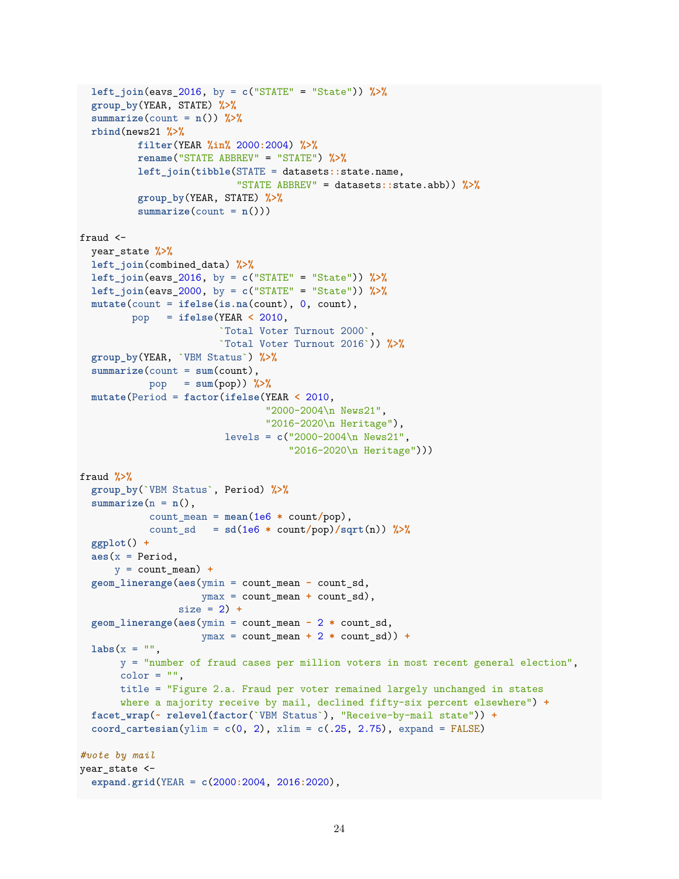```r
  left_join(eavs_2016, by = c("STATE" = "State")) %>%
  group_by(YEAR, STATE) %>%
  summarize(count = n()) %>%
  rbind(news21 %>%
          filter(YEAR %in% 2000:2004) %>%
          rename("STATE ABBREV" = "STATE") %>%
          left_join(tibble(STATE = datasets::state.name,
                           "STATE ABBREV" = datasets::state.abb)) %>%
          group_by(YEAR, STATE) %>%
          summarize(count = n()))

fraud <-
  year_state %>%
  left_join(combined_data) %>%
  left_join(eavs_2016, by = c("STATE" = "State")) %>%
  left_join(eavs_2000, by = c("STATE" = "State")) %>%
  mutate(count = ifelse(is.na(count), 0, count),
         pop   = ifelse(YEAR < 2010,
                        `Total Voter Turnout 2000`,
                        `Total Voter Turnout 2016`)) %>%
  group_by(YEAR, `VBM Status`) %>%
  summarize(count = sum(count),
            pop   = sum(pop)) %>%
  mutate(Period = factor(ifelse(YEAR < 2010,
                                "2000-2004\n News21",
                                "2016-2020\n Heritage"),
                         levels = c("2000-2004\n News21",
                                    "2016-2020\n Heritage")))

fraud %>%
  group_by(`VBM Status`, Period) %>%
  summarize(n = n(),
            count_mean = mean(1e6 * count/pop),
            count_sd   = sd(1e6 * count/pop)/sqrt(n)) %>%
  ggplot() +
  aes(x = Period,
      y = count_mean) +
  geom_linerange(aes(ymin = count_mean - count_sd,
                     ymax = count_mean + count_sd),
                 size = 2) +
  geom_linerange(aes(ymin = count_mean - 2 * count_sd,
                     ymax = count_mean + 2 * count_sd)) +
  labs(x = "",
       y = "number of fraud cases per million voters in most recent general election",
       color = "",
       title = "Figure 2.a. Fraud per voter remained largely unchanged in states
       where a majority receive by mail, declined fifty-six percent elsewhere") +
  facet_wrap(~ relevel(factor(`VBM Status`), "Receive-by-mail state")) +
  coord_cartesian(ylim = c(0, 2), xlim = c(.25, 2.75), expand = FALSE)

#vote by mail
year_state <-
  expand.grid(YEAR = c(2000:2004, 2016:2020),
```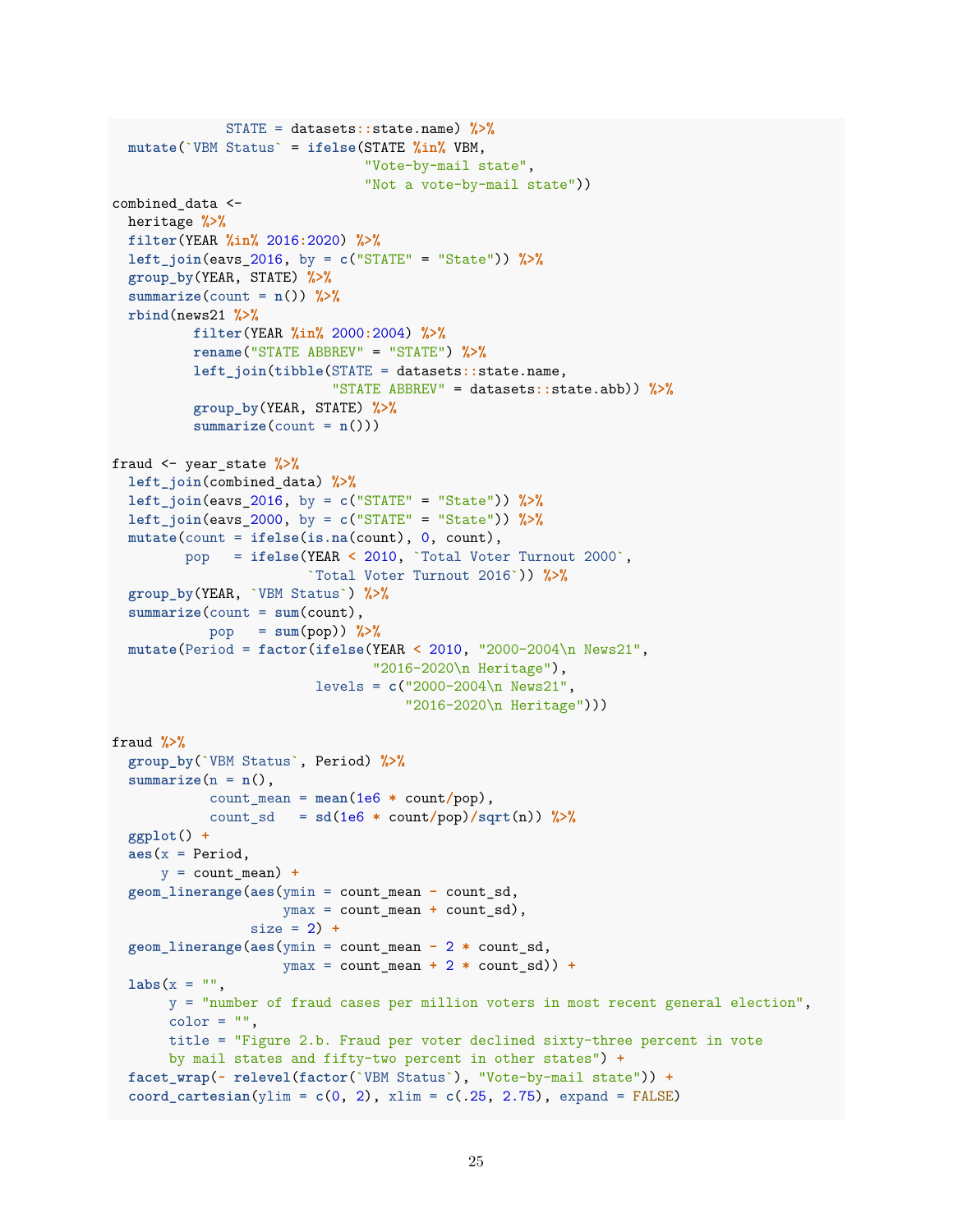```
              STATE = datasets::state.name) %>%
  mutate(`VBM Status` = ifelse(STATE %in% VBM,
                              "Vote-by-mail state",
                              "Not a vote-by-mail state"))
combined_data <-
  heritage %>%
  filter(YEAR %in% 2016:2020) %>%
  left_join(eavs_2016, by = c("STATE" = "State")) %>%
  group_by(YEAR, STATE) %>%
  summarize(count = n()) %>%
  rbind(news21 %>%
          filter(YEAR %in% 2000:2004) %>%
          rename("STATE ABBREV" = "STATE") %>%
          left_join(tibble(STATE = datasets::state.name,
                           "STATE ABBREV" = datasets::state.abb)) %>%
          group_by(YEAR, STATE) %>%
          summarize(count = n()))

fraud <- year_state %>%
  left_join(combined_data) %>%
  left_join(eavs_2016, by = c("STATE" = "State")) %>%
  left_join(eavs_2000, by = c("STATE" = "State")) %>%
  mutate(count = ifelse(is.na(count), 0, count),
         pop   = ifelse(YEAR < 2010, `Total Voter Turnout 2000`,
                        `Total Voter Turnout 2016`)) %>%
  group_by(YEAR, `VBM Status`) %>%
  summarize(count = sum(count),
            pop   = sum(pop)) %>%
  mutate(Period = factor(ifelse(YEAR < 2010, "2000-2004\n News21",
                                "2016-2020\n Heritage"),
                         levels = c("2000-2004\n News21",
                                    "2016-2020\n Heritage")))

fraud %>%
  group_by(`VBM Status`, Period) %>%
  summarize(n = n(),
            count_mean = mean(1e6 * count/pop),
            count_sd   = sd(1e6 * count/pop)/sqrt(n)) %>%
  ggplot() +
  aes(x = Period,
      y = count_mean) +
  geom_linerange(aes(ymin = count_mean - count_sd,
                     ymax = count_mean + count_sd),
                 size = 2) +
  geom_linerange(aes(ymin = count_mean - 2 * count_sd,
                     ymax = count_mean + 2 * count_sd)) +
  labs(x = "",
      y = "number of fraud cases per million voters in most recent general election",
      color = "",
      title = "Figure 2.b. Fraud per voter declined sixty-three percent in vote
      by mail states and fifty-two percent in other states") +
  facet_wrap(~ relevel(factor(`VBM Status`), "Vote-by-mail state")) +
  coord_cartesian(ylim = c(0, 2), xlim = c(.25, 2.75), expand = FALSE)
```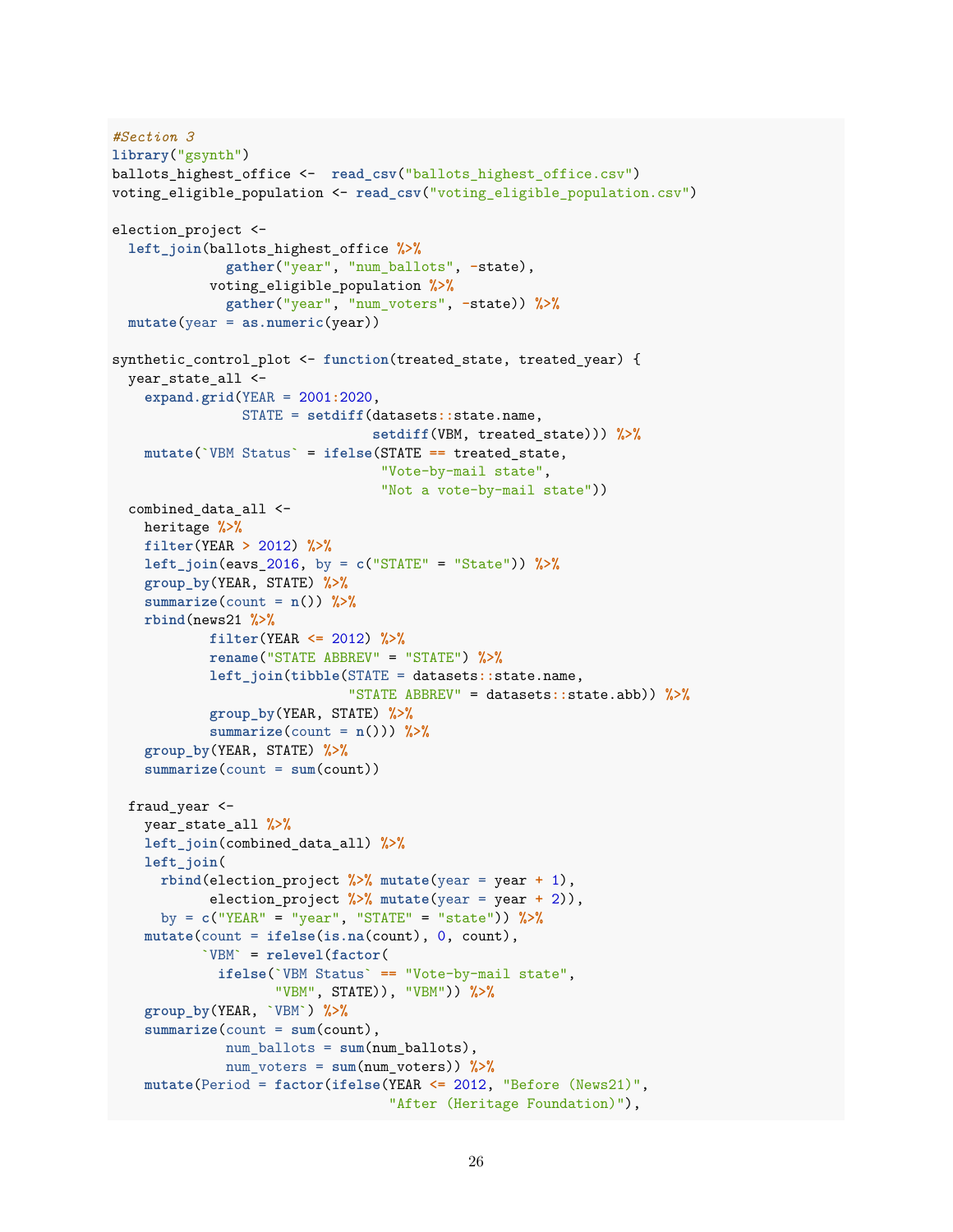```r
#Section 3
library("gsynth")
ballots_highest_office <-  read_csv("ballots_highest_office.csv")
voting_eligible_population <- read_csv("voting_eligible_population.csv")

election_project <-
  left_join(ballots_highest_office %>%
              gather("year", "num_ballots", -state),
            voting_eligible_population %>%
              gather("year", "num_voters", -state)) %>%
  mutate(year = as.numeric(year))

synthetic_control_plot <- function(treated_state, treated_year) {
  year_state_all <-
    expand.grid(YEAR = 2001:2020,
                STATE = setdiff(datasets::state.name,
                                setdiff(VBM, treated_state))) %>%
    mutate(`VBM Status` = ifelse(STATE == treated_state,
                                 "Vote-by-mail state",
                                 "Not a vote-by-mail state"))
  combined_data_all <-
    heritage %>%
    filter(YEAR > 2012) %>%
    left_join(eavs_2016, by = c("STATE" = "State")) %>%
    group_by(YEAR, STATE) %>%
    summarize(count = n()) %>%
    rbind(news21 %>%
            filter(YEAR <= 2012) %>%
            rename("STATE ABBREV" = "STATE") %>%
            left_join(tibble(STATE = datasets::state.name,
                             "STATE ABBREV" = datasets::state.abb)) %>%
            group_by(YEAR, STATE) %>%
            summarize(count = n())) %>%
    group_by(YEAR, STATE) %>%
    summarize(count = sum(count))

  fraud_year <-
    year_state_all %>%
    left_join(combined_data_all) %>%
    left_join(
      rbind(election_project %>% mutate(year = year + 1),
            election_project %>% mutate(year = year + 2)),
      by = c("YEAR" = "year", "STATE" = "state")) %>%
    mutate(count = ifelse(is.na(count), 0, count),
           `VBM` = relevel(factor(
             ifelse(`VBM Status` == "Vote-by-mail state",
                    "VBM", STATE)), "VBM")) %>%
    group_by(YEAR, `VBM`) %>%
    summarize(count = sum(count),
              num_ballots = sum(num_ballots),
              num_voters = sum(num_voters)) %>%
    mutate(Period = factor(ifelse(YEAR <= 2012, "Before (News21)",
                                  "After (Heritage Foundation)"),
```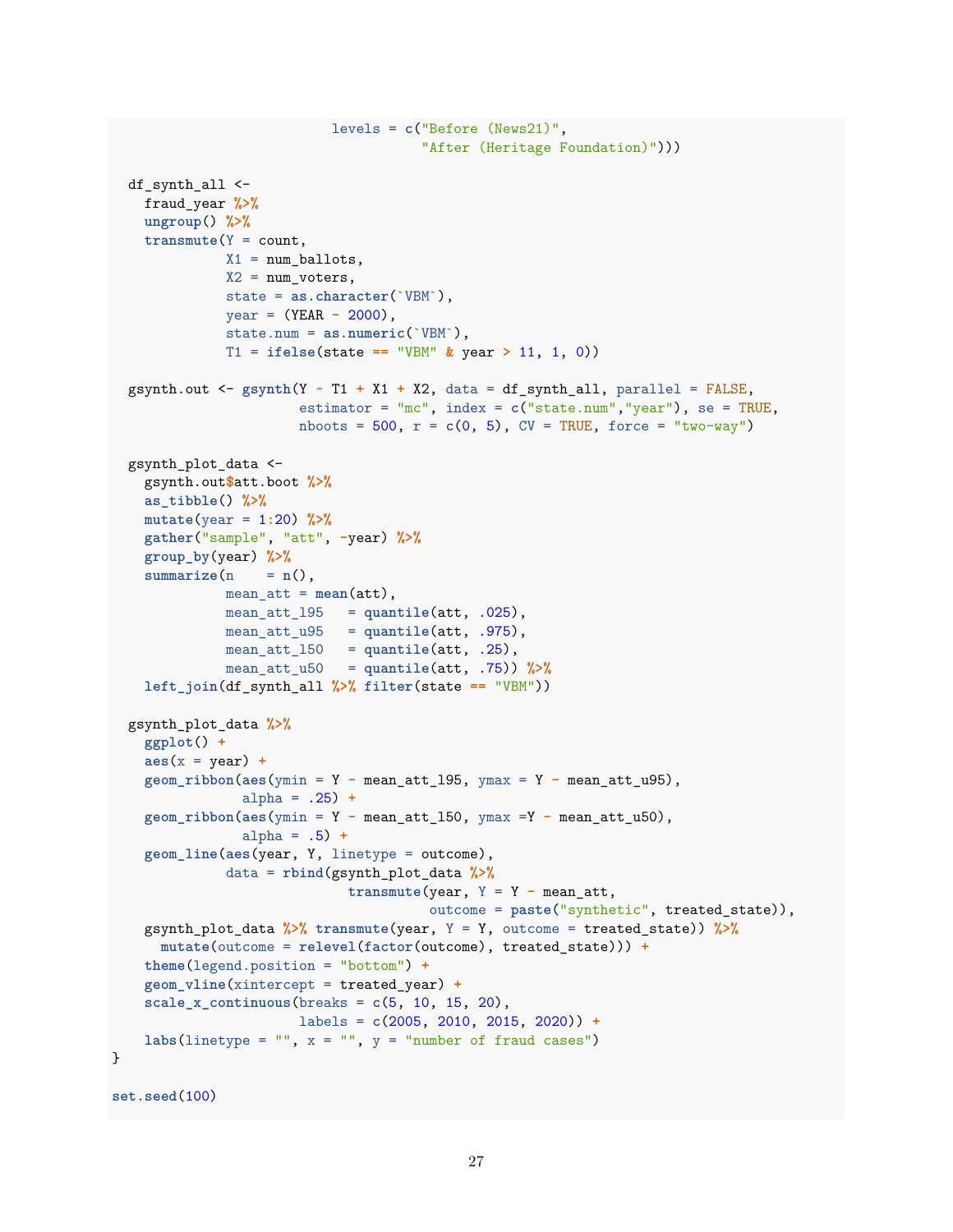```r
                           levels = c("Before (News21)",
                                      "After (Heritage Foundation)")))

  df_synth_all <-
    fraud_year %>%
    ungroup() %>%
    transmute(Y = count,
              X1 = num_ballots,
              X2 = num_voters,
              state = as.character(`VBM`),
              year = (YEAR - 2000),
              state.num = as.numeric(`VBM`),
              T1 = ifelse(state == "VBM" & year > 11, 1, 0))

  gsynth.out <- gsynth(Y ~ T1 + X1 + X2, data = df_synth_all, parallel = FALSE,
                       estimator = "mc", index = c("state.num","year"), se = TRUE,
                       nboots = 500, r = c(0, 5), CV = TRUE, force = "two-way")

  gsynth_plot_data <-
    gsynth.out$att.boot %>%
    as_tibble() %>%
    mutate(year = 1:20) %>%
    gather("sample", "att", -year) %>%
    group_by(year) %>%
    summarize(n    = n(),
              mean_att = mean(att),
              mean_att_l95   = quantile(att, .025),
              mean_att_u95   = quantile(att, .975),
              mean_att_l50   = quantile(att, .25),
              mean_att_u50   = quantile(att, .75)) %>%
    left_join(df_synth_all %>% filter(state == "VBM"))

  gsynth_plot_data %>%
    ggplot() +
    aes(x = year) +
    geom_ribbon(aes(ymin = Y - mean_att_l95, ymax = Y - mean_att_u95),
                alpha = .25) +
    geom_ribbon(aes(ymin = Y - mean_att_l50, ymax =Y - mean_att_u50),
                alpha = .5) +
    geom_line(aes(year, Y, linetype = outcome),
              data = rbind(gsynth_plot_data %>%
                             transmute(year, Y = Y - mean_att,
                                       outcome = paste("synthetic", treated_state)),
    gsynth_plot_data %>% transmute(year, Y = Y, outcome = treated_state)) %>%
      mutate(outcome = relevel(factor(outcome), treated_state))) +
    theme(legend.position = "bottom") +
    geom_vline(xintercept = treated_year) +
    scale_x_continuous(breaks = c(5, 10, 15, 20),
                       labels = c(2005, 2010, 2015, 2020)) +
    labs(linetype = "", x = "", y = "number of fraud cases")
}

set.seed(100)
```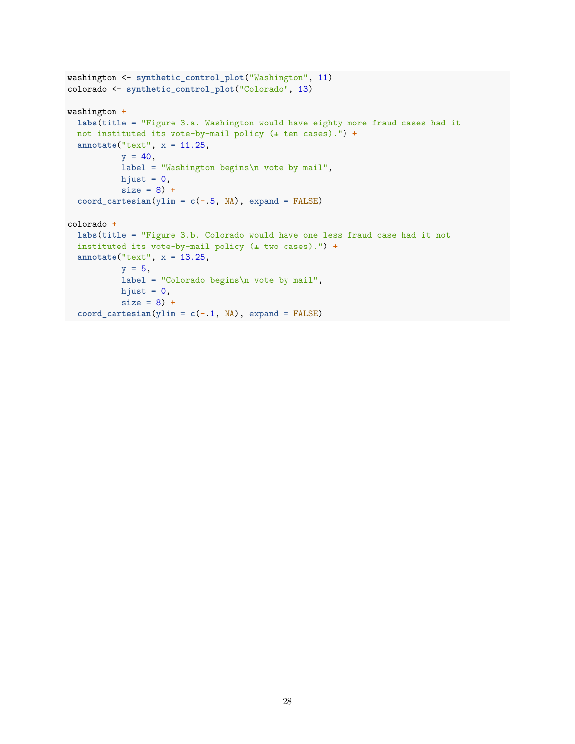```r
washington <- synthetic_control_plot("Washington", 11)
colorado <- synthetic_control_plot("Colorado", 13)

washington +
  labs(title = "Figure 3.a. Washington would have eighty more fraud cases had it
  not instituted its vote-by-mail policy (± ten cases).") +
  annotate("text", x = 11.25,
           y = 40,
           label = "Washington begins\n vote by mail",
           hjust = 0,
           size = 8) +
  coord_cartesian(ylim = c(-.5, NA), expand = FALSE)

colorado +
  labs(title = "Figure 3.b. Colorado would have one less fraud case had it not
  instituted its vote-by-mail policy (± two cases).") +
  annotate("text", x = 13.25,
           y = 5,
           label = "Colorado begins\n vote by mail",
           hjust = 0,
           size = 8) +
  coord_cartesian(ylim = c(-.1, NA), expand = FALSE)
```